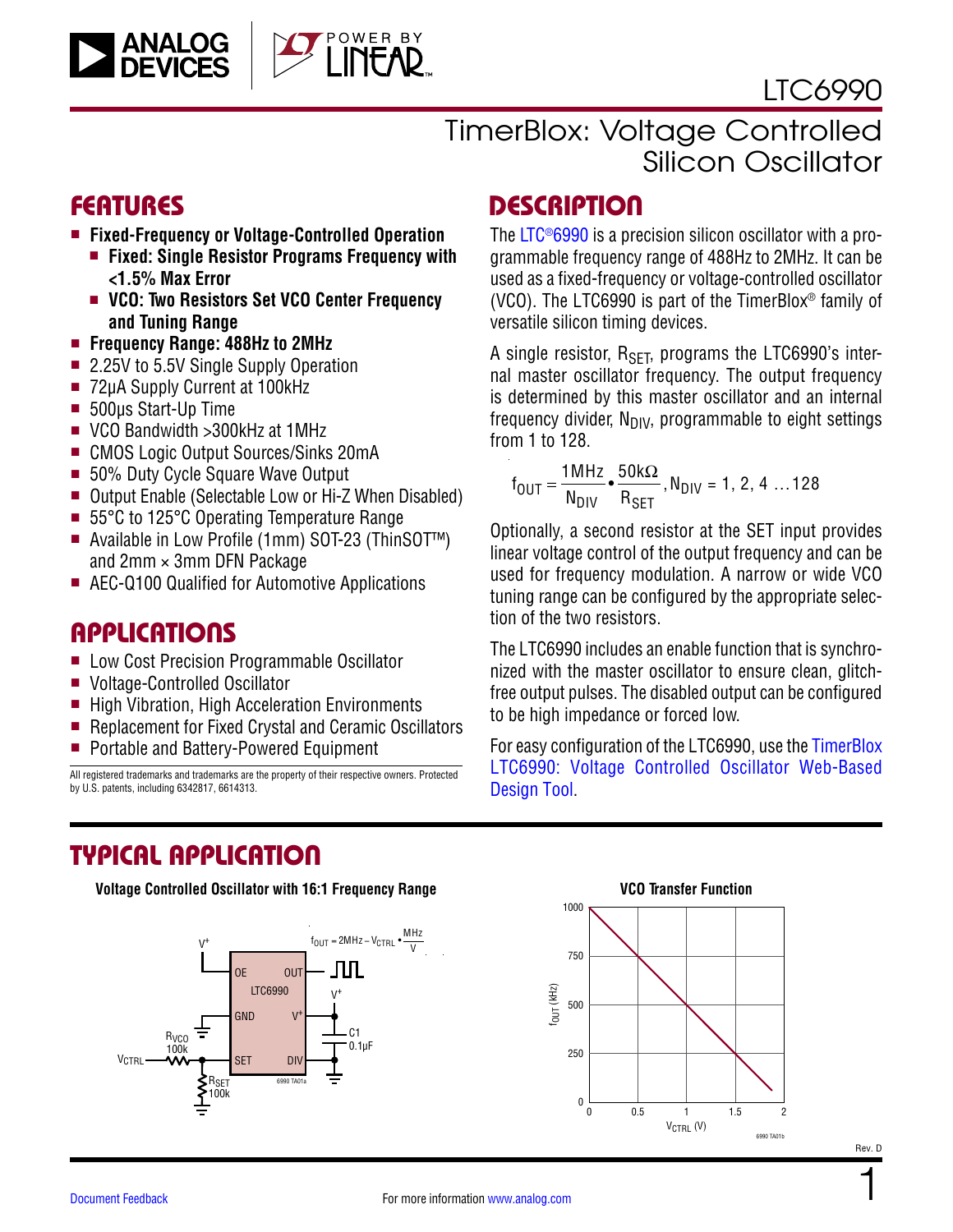# LTC6990

## TimerBlox: Voltage Controlled Silicon Oscillator

## FEATURES

- **Fixed-Frequency or Voltage-Controlled Operation**
  - **Fixed: Single Resistor Programs Frequency with <1.5% Max Error**
  - **VCO: Two Resistors Set VCO Center Frequency and Tuning Range**
- **Frequency Range: 488Hz to 2MHz**
- 2.25V to 5.5V Single Supply Operation
- 72µA Supply Current at 100kHz
- 500µs Start-Up Time
- VCO Bandwidth >300kHz at 1MHz
- CMOS Logic Output Sources/Sinks 20mA
- 50% Duty Cycle Square Wave Output
- Output Enable (Selectable Low or Hi-Z When Disabled)
- 55°C to 125°C Operating Temperature Range
- Available in Low Profile (1mm) SOT-23 (ThinSOT™) and 2mm × 3mm DFN Package
- AEC-Q100 Qualified for Automotive Applications

## APPLICATIONS

- Low Cost Precision Programmable Oscillator
- Voltage-Controlled Oscillator
- High Vibration, High Acceleration Environments
- Replacement for Fixed Crystal and Ceramic Oscillators
- Portable and Battery-Powered Equipment

All registered trademarks and trademarks are the property of their respective owners. Protected by U.S. patents, including 6342817, 6614313.

## DESCRIPTION

The LTC®6990 is a precision silicon oscillator with a programmable frequency range of 488Hz to 2MHz. It can be used as a fixed-frequency or voltage-controlled oscillator (VCO). The LTC6990 is part of the TimerBlox® family of versatile silicon timing devices.

A single resistor, $R_{SET}$, programs the LTC6990's internal master oscillator frequency. The output frequency is determined by this master oscillator and an internal frequency divider, $N_{DIV}$, programmable to eight settings from 1 to 128.

$$f_{OUT} = \frac{1MHz}{N_{DIV}} \cdot \frac{50k\Omega}{R_{SET}}, N_{DIV} = 1, 2, 4 \ldots 128$$

Optionally, a second resistor at the SET input provides linear voltage control of the output frequency and can be used for frequency modulation. A narrow or wide VCO tuning range can be configured by the appropriate selection of the two resistors.

The LTC6990 includes an enable function that is synchronized with the master oscillator to ensure clean, glitch-free output pulses. The disabled output can be configured to be high impedance or forced low.

For easy configuration of the LTC6990, use the TimerBlox LTC6990: Voltage Controlled Oscillator Web-Based Design Tool.

## TYPICAL APPLICATION

**Voltage Controlled Oscillator with 16:1 Frequency Range**

Schematic: LTC6990 with OE tied to V+, GND to ground, V+ bypassed by C1 0.1µF, DIV to ground, SET connected to $R_{SET}$ 100k to ground and to $V_{CTRL}$ through $R_{VCO}$ 100k. OUT provides the output.

$$f_{OUT} = 2MHz - V_{CTRL} \cdot \frac{MHz}{V}$$

**VCO Transfer Function**

Graph: $f_{OUT}$ (kHz) from 0 to 1000 versus $V_{CTRL}$ (V) from 0 to 2, decreasing linearly.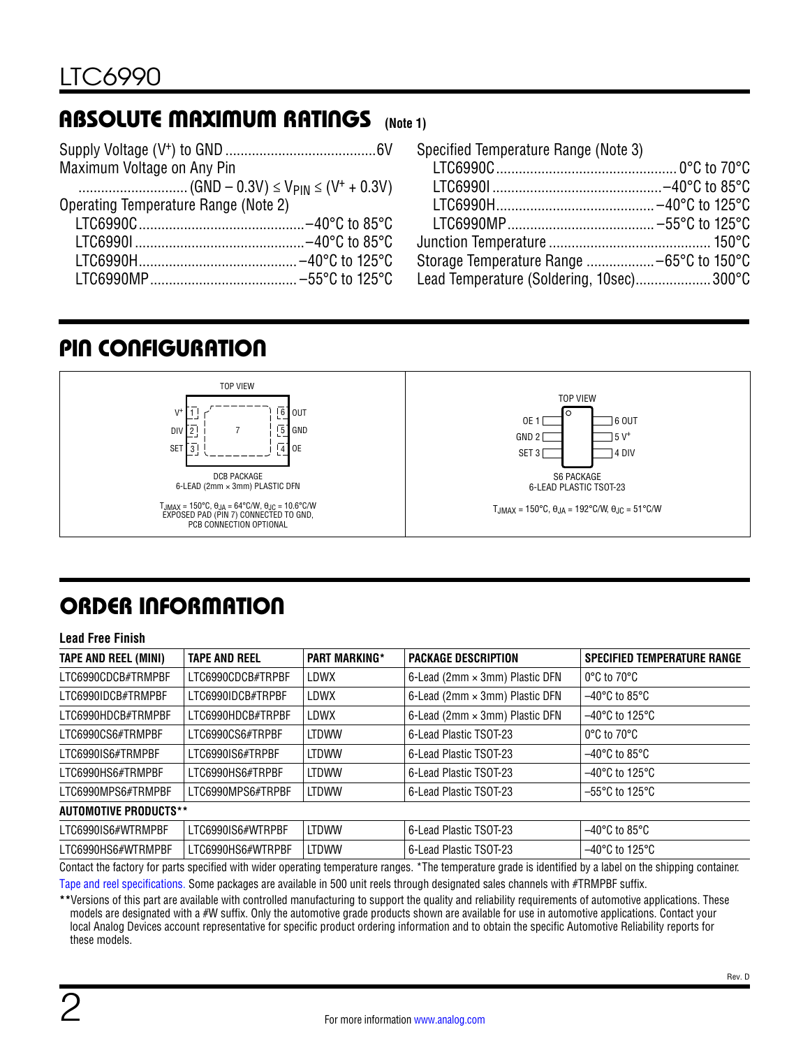## ABSOLUTE MAXIMUM RATINGS (Note 1)

Supply Voltage ($V^+$) to GND ........................................6V
Maximum Voltage on Any Pin
............................ (GND – 0.3V) ≤ $V_{PIN}$ ≤ ($V^+$ + 0.3V)
Operating Temperature Range (Note 2)
LTC6990C ............................................–40°C to 85°C
LTC6990I .............................................–40°C to 85°C
LTC6990H..........................................–40°C to 125°C
LTC6990MP.......................................–55°C to 125°C

Specified Temperature Range (Note 3)
LTC6990C ................................................ 0°C to 70°C
LTC6990I .............................................–40°C to 85°C
LTC6990H..........................................–40°C to 125°C
LTC6990MP.......................................–55°C to 125°C
Junction Temperature ........................................... 150°C
Storage Temperature Range ..................–65°C to 150°C
Lead Temperature (Soldering, 10sec)....................300°C

## PIN CONFIGURATION

TOP VIEW

| Pin | Name | Pin | Name |
|---|---|---|---|
| 1 | $V^+$ | 6 | OUT |
| 2 | DIV | 5 | GND |
| 3 | SET | 4 | OE |

7 (exposed pad)

DCB PACKAGE
6-LEAD (2mm × 3mm) PLASTIC DFN

$T_{JMAX}$ = 150°C, $\theta_{JA}$ = 64°C/W, $\theta_{JC}$ = 10.6°C/W
EXPOSED PAD (PIN 7) CONNECTED TO GND,
PCB CONNECTION OPTIONAL

TOP VIEW

| Pin | Name | Pin | Name |
|---|---|---|---|
| 1 | OE | 6 | OUT |
| 2 | GND | 5 | $V^+$ |
| 3 | SET | 4 | DIV |

S6 PACKAGE
6-LEAD PLASTIC TSOT-23

$T_{JMAX}$ = 150°C, $\theta_{JA}$ = 192°C/W, $\theta_{JC}$ = 51°C/W

## ORDER INFORMATION

**Lead Free Finish**

| TAPE AND REEL (MINI) | TAPE AND REEL | PART MARKING* | PACKAGE DESCRIPTION | SPECIFIED TEMPERATURE RANGE |
|---|---|---|---|---|
| LTC6990CDCB#TRMPBF | LTC6990CDCB#TRPBF | LDWX | 6-Lead (2mm × 3mm) Plastic DFN | 0°C to 70°C |
| LTC6990IDCB#TRMPBF | LTC6990IDCB#TRPBF | LDWX | 6-Lead (2mm × 3mm) Plastic DFN | –40°C to 85°C |
| LTC6990HDCB#TRMPBF | LTC6990HDCB#TRPBF | LDWX | 6-Lead (2mm × 3mm) Plastic DFN | –40°C to 125°C |
| LTC6990CS6#TRMPBF | LTC6990CS6#TRPBF | LTDWW | 6-Lead Plastic TSOT-23 | 0°C to 70°C |
| LTC6990IS6#TRMPBF | LTC6990IS6#TRPBF | LTDWW | 6-Lead Plastic TSOT-23 | –40°C to 85°C |
| LTC6990HS6#TRMPBF | LTC6990HS6#TRPBF | LTDWW | 6-Lead Plastic TSOT-23 | –40°C to 125°C |
| LTC6990MPS6#TRMPBF | LTC6990MPS6#TRPBF | LTDWW | 6-Lead Plastic TSOT-23 | –55°C to 125°C |
| **AUTOMOTIVE PRODUCTS**** | | | | |
| LTC6990IS6#WTRMPBF | LTC6990IS6#WTRPBF | LTDWW | 6-Lead Plastic TSOT-23 | –40°C to 85°C |
| LTC6990HS6#WTRMPBF | LTC6990HS6#WTRPBF | LTDWW | 6-Lead Plastic TSOT-23 | –40°C to 125°C |

Contact the factory for parts specified with wider operating temperature ranges. *The temperature grade is identified by a label on the shipping container.

Tape and reel specifications. Some packages are available in 500 unit reels through designated sales channels with #TRMPBF suffix.

**Versions of this part are available with controlled manufacturing to support the quality and reliability requirements of automotive applications. These models are designated with a #W suffix. Only the automotive grade products shown are available for use in automotive applications. Contact your local Analog Devices account representative for specific product ordering information and to obtain the specific Automotive Reliability reports for these models.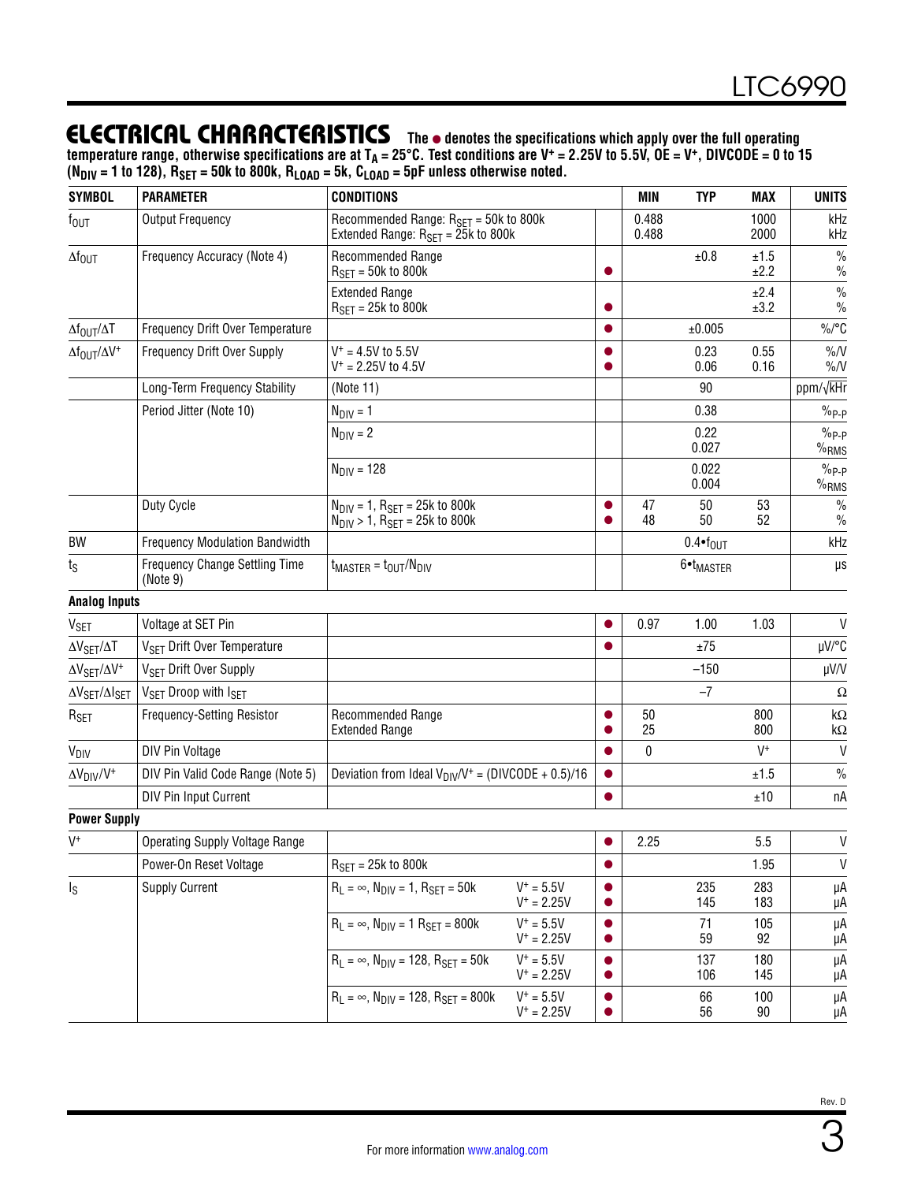## ELECTRICAL CHARACTERISTICS

**The ● denotes the specifications which apply over the full operating temperature range, otherwise specifications are at $T_A$ = 25°C. Test conditions are $V^+$ = 2.25V to 5.5V, OE = $V^+$, DIVCODE = 0 to 15 ($N_{DIV}$ = 1 to 128), $R_{SET}$ = 50k to 800k, $R_{LOAD}$ = 5k, $C_{LOAD}$ = 5pF unless otherwise noted.**

| SYMBOL | PARAMETER | CONDITIONS | | | MIN | TYP | MAX | UNITS |
|---|---|---|---|---|---|---|---|---|
| $f_{OUT}$ | Output Frequency | Recommended Range: $R_{SET}$ = 50k to 800k<br>Extended Range: $R_{SET}$ = 25k to 800k | | | 0.488<br>0.488 | | 1000<br>2000 | kHz<br>kHz |
| $\Delta f_{OUT}$ | Frequency Accuracy (Note 4) | Recommended Range<br>$R_{SET}$ = 50k to 800k | | ● | | ±0.8 | ±1.5<br>±2.2 | %<br>% |
| | | Extended Range<br>$R_{SET}$ = 25k to 800k | | ● | | | ±2.4<br>±3.2 | %<br>% |
| $\Delta f_{OUT}/\Delta T$ | Frequency Drift Over Temperature | | | ● | | ±0.005 | | %/°C |
| $\Delta f_{OUT}/\Delta V^+$ | Frequency Drift Over Supply | $V^+$ = 4.5V to 5.5V<br>$V^+$ = 2.25V to 4.5V | | ●<br>● | | 0.23<br>0.06 | 0.55<br>0.16 | %/V<br>%/V |
| | Long-Term Frequency Stability | (Note 11) | | | | 90 | | ppm/√kHr |
| | Period Jitter (Note 10) | $N_{DIV}$ = 1 | | | | 0.38 | | $\%_{P-P}$ |
| | | $N_{DIV}$ = 2 | | | | 0.22<br>0.027 | | $\%_{P-P}$<br>$\%_{RMS}$ |
| | | $N_{DIV}$ = 128 | | | | 0.022<br>0.004 | | $\%_{P-P}$<br>$\%_{RMS}$ |
| | Duty Cycle | $N_{DIV}$ = 1, $R_{SET}$ = 25k to 800k<br>$N_{DIV}$ > 1, $R_{SET}$ = 25k to 800k | | ●<br>● | 47<br>48 | 50<br>50 | 53<br>52 | %<br>% |
| BW | Frequency Modulation Bandwidth | | | | | $0.4 \cdot f_{OUT}$ | | kHz |
| $t_S$ | Frequency Change Settling Time (Note 9) | $t_{MASTER} = t_{OUT}/N_{DIV}$ | | | | $6 \cdot t_{MASTER}$ | | µs |
| **Analog Inputs** | | | | | | | | |
| $V_{SET}$ | Voltage at SET Pin | | | ● | 0.97 | 1.00 | 1.03 | V |
| $\Delta V_{SET}/\Delta T$ | $V_{SET}$ Drift Over Temperature | | | ● | | ±75 | | µV/°C |
| $\Delta V_{SET}/\Delta V^+$ | $V_{SET}$ Drift Over Supply | | | | | –150 | | µV/V |
| $\Delta V_{SET}/\Delta I_{SET}$ | $V_{SET}$ Droop with $I_{SET}$ | | | | | –7 | | Ω |
| $R_{SET}$ | Frequency-Setting Resistor | Recommended Range<br>Extended Range | | ●<br>● | 50<br>25 | | 800<br>800 | kΩ<br>kΩ |
| $V_{DIV}$ | DIV Pin Voltage | | | ● | 0 | | $V^+$ | V |
| $\Delta V_{DIV}/V^+$ | DIV Pin Valid Code Range (Note 5) | Deviation from Ideal $V_{DIV}/V^+$ = (DIVCODE + 0.5)/16 | | ● | | | ±1.5 | % |
| | DIV Pin Input Current | | | ● | | | ±10 | nA |
| **Power Supply** | | | | | | | | |
| $V^+$ | Operating Supply Voltage Range | | | ● | 2.25 | | 5.5 | V |
| | Power-On Reset Voltage | $R_{SET}$ = 25k to 800k | | ● | | | 1.95 | V |
| $I_S$ | Supply Current | $R_L = \infty$, $N_{DIV}$ = 1, $R_{SET}$ = 50k | $V^+$ = 5.5V<br>$V^+$ = 2.25V | ●<br>● | | 235<br>145 | 283<br>183 | µA<br>µA |
| | | $R_L = \infty$, $N_{DIV}$ = 1 $R_{SET}$ = 800k | $V^+$ = 5.5V<br>$V^+$ = 2.25V | ●<br>● | | 71<br>59 | 105<br>92 | µA<br>µA |
| | | $R_L = \infty$, $N_{DIV}$ = 128, $R_{SET}$ = 50k | $V^+$ = 5.5V<br>$V^+$ = 2.25V | ●<br>● | | 137<br>106 | 180<br>145 | µA<br>µA |
| | | $R_L = \infty$, $N_{DIV}$ = 128, $R_{SET}$ = 800k | $V^+$ = 5.5V<br>$V^+$ = 2.25V | ●<br>● | | 66<br>56 | 100<br>90 | µA<br>µA |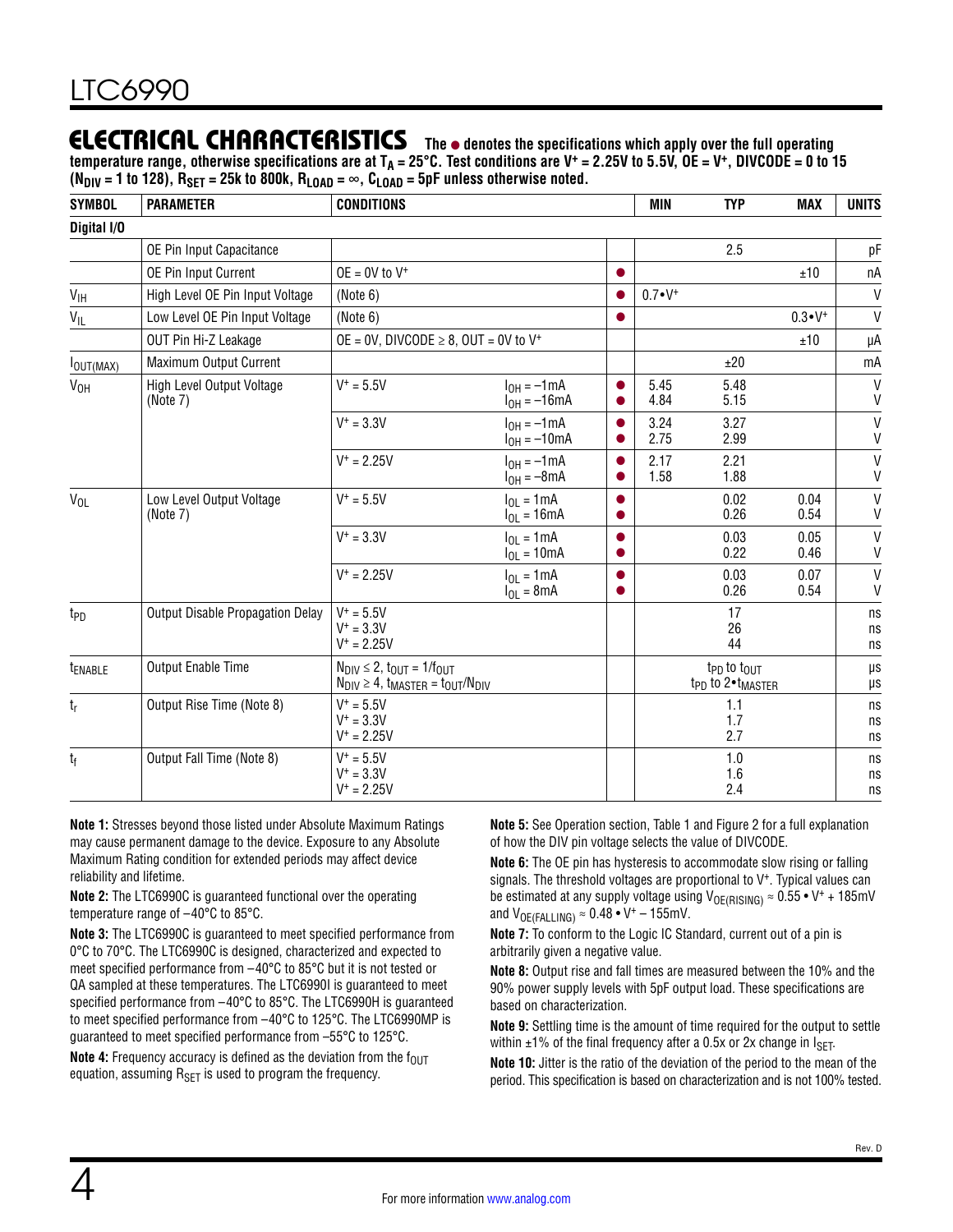## ELECTRICAL CHARACTERISTICS

**The ● denotes the specifications which apply over the full operating temperature range, otherwise specifications are at $T_A$ = 25°C. Test conditions are $V^+$ = 2.25V to 5.5V, OE = $V^+$, DIVCODE = 0 to 15 ($N_{DIV}$ = 1 to 128), $R_{SET}$ = 25k to 800k, $R_{LOAD}$ = ∞, $C_{LOAD}$ = 5pF unless otherwise noted.**

| SYMBOL | PARAMETER | CONDITIONS | | | MIN | TYP | MAX | UNITS |
|---|---|---|---|---|---|---|---|---|
| **Digital I/O** | | | | | | | | |
| | OE Pin Input Capacitance | | | | | 2.5 | | pF |
| | OE Pin Input Current | OE = 0V to $V^+$ | | ● | | | ±10 | nA |
| $V_{IH}$ | High Level OE Pin Input Voltage | (Note 6) | | ● | $0.7•V^+$ | | | V |
| $V_{IL}$ | Low Level OE Pin Input Voltage | (Note 6) | | ● | | | $0.3•V^+$ | V |
| | OUT Pin Hi-Z Leakage | OE = 0V, DIVCODE ≥ 8, OUT = 0V to $V^+$ | | | | | ±10 | µA |
| $I_{OUT(MAX)}$ | Maximum Output Current | | | | | ±20 | | mA |
| $V_{OH}$ | High Level Output Voltage (Note 7) | $V^+$ = 5.5V | $I_{OH}$ = –1mA | ● | 5.45 | 5.48 | | V |
| | | | $I_{OH}$ = –16mA | ● | 4.84 | 5.15 | | V |
| | | $V^+$ = 3.3V | $I_{OH}$ = –1mA | ● | 3.24 | 3.27 | | V |
| | | | $I_{OH}$ = –10mA | ● | 2.75 | 2.99 | | V |
| | | $V^+$ = 2.25V | $I_{OH}$ = –1mA | ● | 2.17 | 2.21 | | V |
| | | | $I_{OH}$ = –8mA | ● | 1.58 | 1.88 | | V |
| $V_{OL}$ | Low Level Output Voltage (Note 7) | $V^+$ = 5.5V | $I_{OL}$ = 1mA | ● | | 0.02 | 0.04 | V |
| | | | $I_{OL}$ = 16mA | ● | | 0.26 | 0.54 | V |
| | | $V^+$ = 3.3V | $I_{OL}$ = 1mA | ● | | 0.03 | 0.05 | V |
| | | | $I_{OL}$ = 10mA | ● | | 0.22 | 0.46 | V |
| | | $V^+$ = 2.25V | $I_{OL}$ = 1mA | ● | | 0.03 | 0.07 | V |
| | | | $I_{OL}$ = 8mA | ● | | 0.26 | 0.54 | V |
| $t_{PD}$ | Output Disable Propagation Delay | $V^+$ = 5.5V | | | | 17 | | ns |
| | | $V^+$ = 3.3V | | | | 26 | | ns |
| | | $V^+$ = 2.25V | | | | 44 | | ns |
| $t_{ENABLE}$ | Output Enable Time | $N_{DIV}$ ≤ 2, $t_{OUT} = 1/f_{OUT}$ | | | | $t_{PD}$ to $t_{OUT}$ | | µs |
| | | $N_{DIV}$ ≥ 4, $t_{MASTER} = t_{OUT}/N_{DIV}$ | | | | $t_{PD}$ to $2•t_{MASTER}$ | | µs |
| $t_r$ | Output Rise Time (Note 8) | $V^+$ = 5.5V | | | | 1.1 | | ns |
| | | $V^+$ = 3.3V | | | | 1.7 | | ns |
| | | $V^+$ = 2.25V | | | | 2.7 | | ns |
| $t_f$ | Output Fall Time (Note 8) | $V^+$ = 5.5V | | | | 1.0 | | ns |
| | | $V^+$ = 3.3V | | | | 1.6 | | ns |
| | | $V^+$ = 2.25V | | | | 2.4 | | ns |

**Note 1:** Stresses beyond those listed under Absolute Maximum Ratings may cause permanent damage to the device. Exposure to any Absolute Maximum Rating condition for extended periods may affect device reliability and lifetime.

**Note 2:** The LTC6990C is guaranteed functional over the operating temperature range of –40°C to 85°C.

**Note 3:** The LTC6990C is guaranteed to meet specified performance from 0°C to 70°C. The LTC6990C is designed, characterized and expected to meet specified performance from –40°C to 85°C but it is not tested or QA sampled at these temperatures. The LTC6990I is guaranteed to meet specified performance from –40°C to 85°C. The LTC6990H is guaranteed to meet specified performance from –40°C to 125°C. The LTC6990MP is guaranteed to meet specified performance from –55°C to 125°C.

**Note 4:** Frequency accuracy is defined as the deviation from the $f_{OUT}$ equation, assuming $R_{SET}$ is used to program the frequency.

**Note 5:** See Operation section, Table 1 and Figure 2 for a full explanation of how the DIV pin voltage selects the value of DIVCODE.

**Note 6:** The OE pin has hysteresis to accommodate slow rising or falling signals. The threshold voltages are proportional to $V^+$. Typical values can be estimated at any supply voltage using $V_{OE(RISING)} \approx 0.55 • V^+ + 185mV$ and $V_{OE(FALLING)} \approx 0.48 • V^+ – 155mV$.

**Note 7:** To conform to the Logic IC Standard, current out of a pin is arbitrarily given a negative value.

**Note 8:** Output rise and fall times are measured between the 10% and the 90% power supply levels with 5pF output load. These specifications are based on characterization.

**Note 9:** Settling time is the amount of time required for the output to settle within ±1% of the final frequency after a 0.5x or 2x change in $I_{SET}$.

**Note 10:** Jitter is the ratio of the deviation of the period to the mean of the period. This specification is based on characterization and is not 100% tested.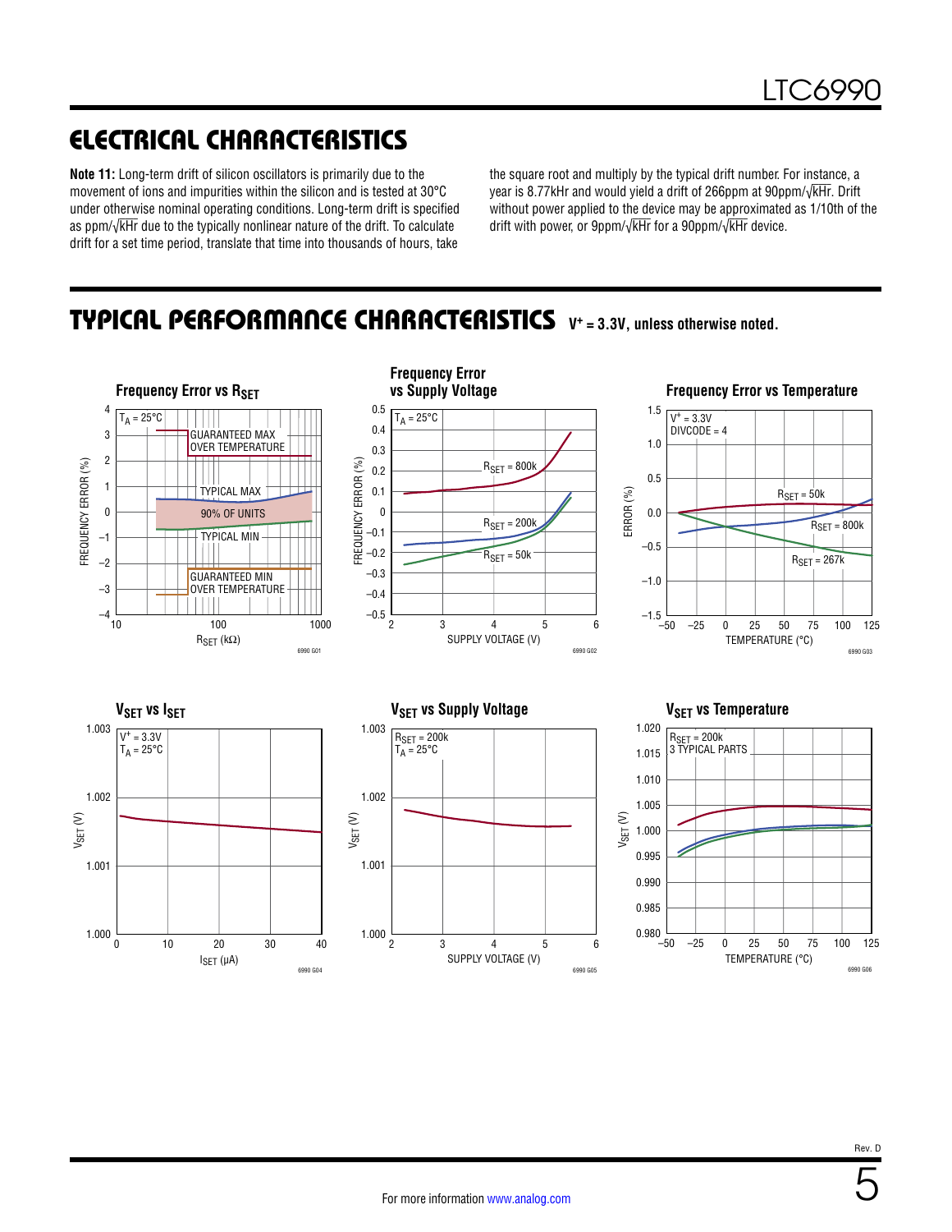## ELECTRICAL CHARACTERISTICS

**Note 11:** Long-term drift of silicon oscillators is primarily due to the movement of ions and impurities within the silicon and is tested at 30°C under otherwise nominal operating conditions. Long-term drift is specified as ppm/√kHr due to the typically nonlinear nature of the drift. To calculate drift for a set time period, translate that time into thousands of hours, take the square root and multiply by the typical drift number. For instance, a year is 8.77kHr and would yield a drift of 266ppm at 90ppm/√kHr. Drift without power applied to the device may be approximated as 1/10th of the drift with power, or 9ppm/√kHr for a 90ppm/√kHr device.

## TYPICAL PERFORMANCE CHARACTERISTICS

$V^+$ = 3.3V, unless otherwise noted.

**Frequency Error vs $R_{SET}$**

**Frequency Error vs Supply Voltage**

**Frequency Error vs Temperature**

**$V_{SET}$ vs $I_{SET}$**

**$V_{SET}$ vs Supply Voltage**

**$V_{SET}$ vs Temperature**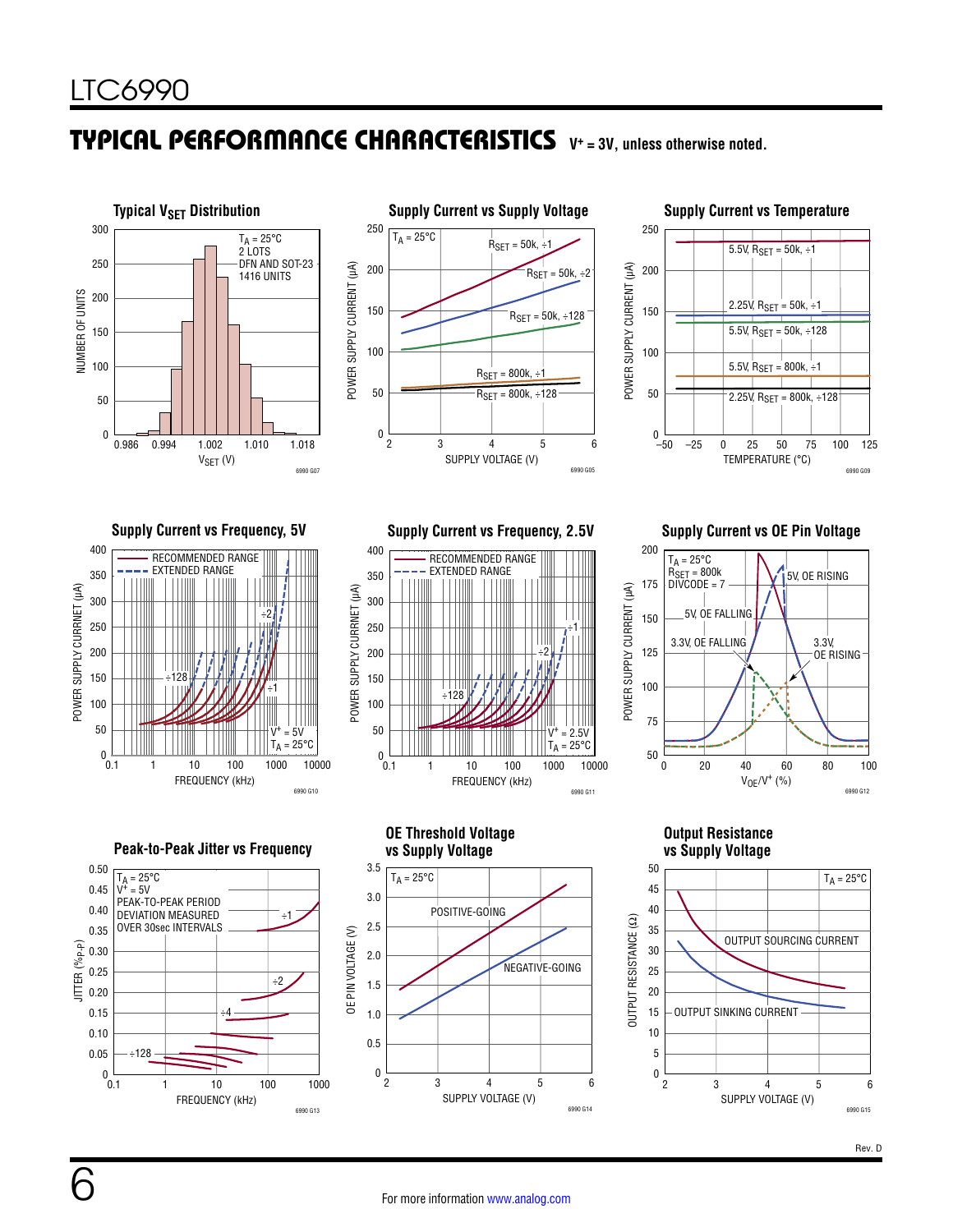## TYPICAL PERFORMANCE CHARACTERISTICS $V^+ = 3V$, unless otherwise noted.

**Typical $V_{SET}$ Distribution**

$T_A = 25°C$
2 LOTS
DFN AND SOT-23
1416 UNITS

NUMBER OF UNITS vs $V_{SET}$ (V)

6990 G07

**Supply Current vs Supply Voltage**

$T_A = 25°C$
$R_{SET} = 50k, \div 1$
$R_{SET} = 50k, \div 2$
$R_{SET} = 50k, \div 128$
$R_{SET} = 800k, \div 1$
$R_{SET} = 800k, \div 128$

POWER SUPPLY CURRENT (µA) vs SUPPLY VOLTAGE (V)

6990 G05

**Supply Current vs Temperature**

5.5V, $R_{SET} = 50k, \div 1$
2.25V, $R_{SET} = 50k, \div 1$
5.5V, $R_{SET} = 50k, \div 128$
5.5V, $R_{SET} = 800k, \div 1$
2.25V, $R_{SET} = 800k, \div 128$

POWER SUPPLY CURRENT (µA) vs TEMPERATURE (°C)

6990 G09

**Supply Current vs Frequency, 5V**

RECOMMENDED RANGE
EXTENDED RANGE
$V^+ = 5V$
$T_A = 25°C$

POWER SUPPLY CURRENT (µA) vs FREQUENCY (kHz)

6990 G10

**Supply Current vs Frequency, 2.5V**

RECOMMENDED RANGE
EXTENDED RANGE
$V^+ = 2.5V$
$T_A = 25°C$

POWER SUPPLY CURRENT (µA) vs FREQUENCY (kHz)

6990 G11

**Supply Current vs OE Pin Voltage**

$T_A = 25°C$
$R_{SET} = 800k$
DIVCODE = 7
5V, OE RISING
5V, OE FALLING
3.3V, OE FALLING
3.3V, OE RISING

POWER SUPPLY CURRENT (µA) vs $V_{OE}/V^+$ (%)

6990 G12

**Peak-to-Peak Jitter vs Frequency**

$T_A = 25°C$
$V^+ = 5V$
PEAK-TO-PEAK PERIOD DEVIATION MEASURED OVER 30sec INTERVALS

JITTER ($\%_{P-P}$) vs FREQUENCY (kHz)

6990 G13

**OE Threshold Voltage vs Supply Voltage**

$T_A = 25°C$
POSITIVE-GOING
NEGATIVE-GOING

OE PIN VOLTAGE (V) vs SUPPLY VOLTAGE (V)

6990 G14

**Output Resistance vs Supply Voltage**

$T_A = 25°C$
OUTPUT SOURCING CURRENT
OUTPUT SINKING CURRENT

OUTPUT RESISTANCE (Ω) vs SUPPLY VOLTAGE (V)

6990 G15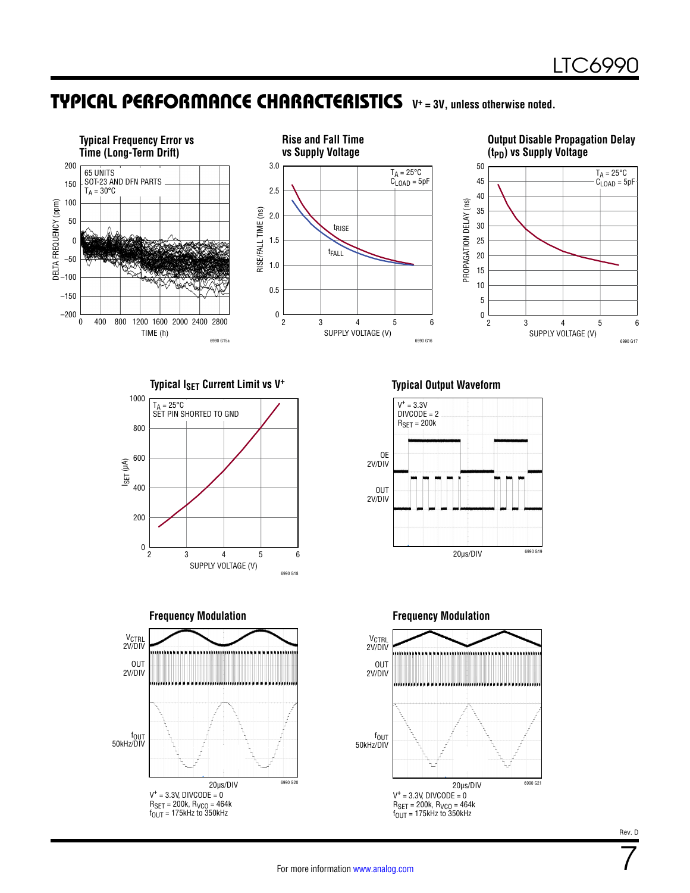## TYPICAL PERFORMANCE CHARACTERISTICS $V^+ = 3V$, unless otherwise noted.

**Typical Frequency Error vs Time (Long-Term Drift)**

65 UNITS
SOT-23 AND DFN PARTS
$T_A = 30°C$

DELTA FREQUENCY (ppm) vs TIME (h)

6990 G15a

**Rise and Fall Time vs Supply Voltage**

$T_A = 25°C$
$C_{LOAD} = 5pF$

$t_{RISE}$, $t_{FALL}$

RISE/FALL TIME (ns) vs SUPPLY VOLTAGE (V)

6990 G16

**Output Disable Propagation Delay ($t_{PD}$) vs Supply Voltage**

$T_A = 25°C$
$C_{LOAD} = 5pF$

PROPAGATION DELAY (ns) vs SUPPLY VOLTAGE (V)

6990 G17

**Typical $I_{SET}$ Current Limit vs $V^+$**

$T_A = 25°C$
SET PIN SHORTED TO GND

$I_{SET}$ (µA) vs SUPPLY VOLTAGE (V)

6990 G18

**Typical Output Waveform**

$V^+ = 3.3V$
DIVCODE = 2
$R_{SET} = 200k$

OE 2V/DIV
OUT 2V/DIV
20µs/DIV

6990 G19

**Frequency Modulation**

$V_{CTRL}$ 2V/DIV
OUT 2V/DIV
$f_{OUT}$ 50kHz/DIV
20µs/DIV

6990 G20

$V^+ = 3.3V$, DIVCODE = 0
$R_{SET} = 200k$, $R_{VCO} = 464k$
$f_{OUT} = 175kHz$ to $350kHz$

**Frequency Modulation**

$V_{CTRL}$ 2V/DIV
OUT 2V/DIV
$f_{OUT}$ 50kHz/DIV
20µs/DIV

6990 G21

$V^+ = 3.3V$, DIVCODE = 0
$R_{SET} = 200k$, $R_{VCO} = 464k$
$f_{OUT} = 175kHz$ to $350kHz$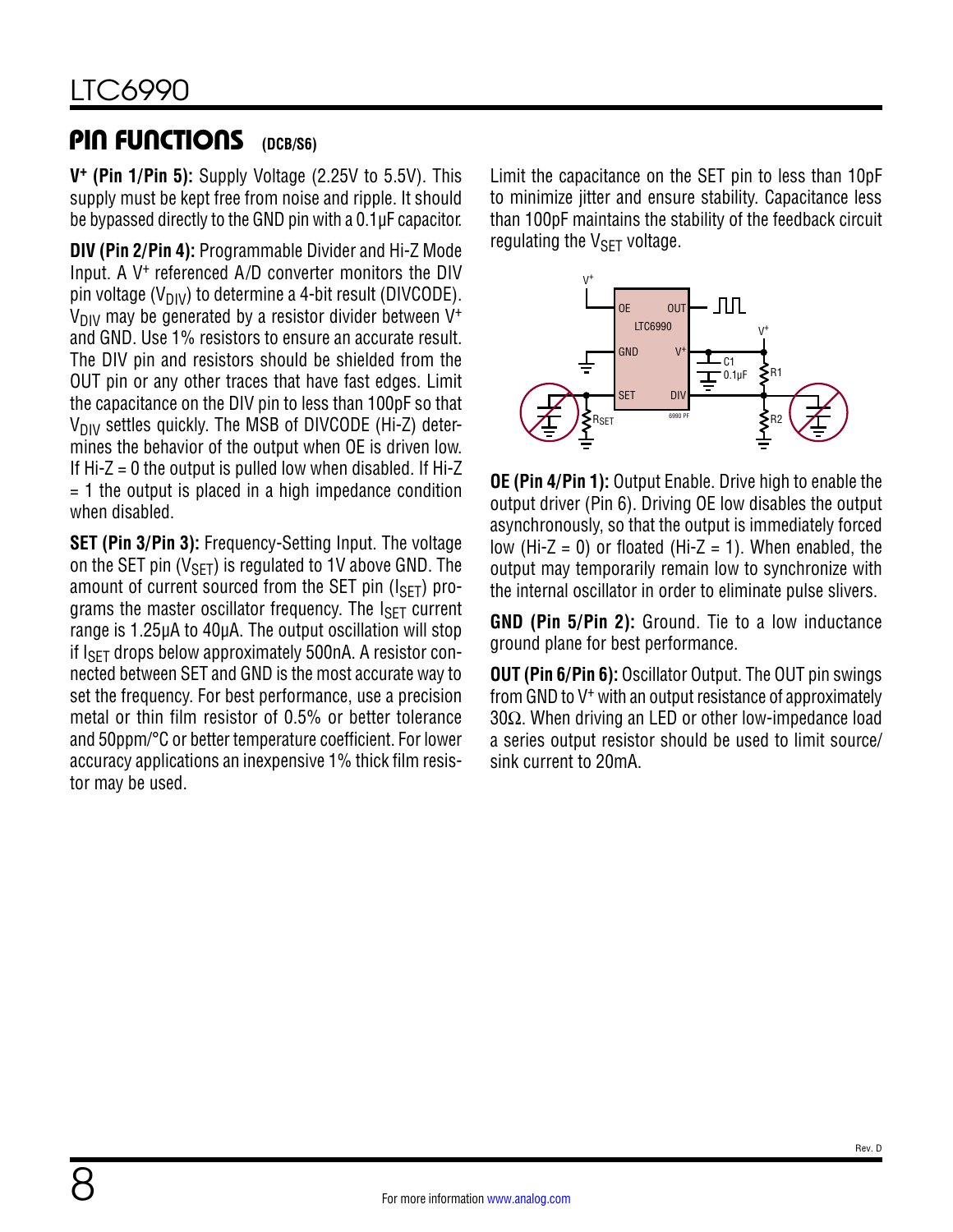## PIN FUNCTIONS (DCB/S6)

**$V^+$ (Pin 1/Pin 5):** Supply Voltage (2.25V to 5.5V). This supply must be kept free from noise and ripple. It should be bypassed directly to the GND pin with a 0.1µF capacitor.

**DIV (Pin 2/Pin 4):** Programmable Divider and Hi-Z Mode Input. A $V^+$ referenced A/D converter monitors the DIV pin voltage ($V_{DIV}$) to determine a 4-bit result (DIVCODE). $V_{DIV}$ may be generated by a resistor divider between $V^+$ and GND. Use 1% resistors to ensure an accurate result. The DIV pin and resistors should be shielded from the OUT pin or any other traces that have fast edges. Limit the capacitance on the DIV pin to less than 100pF so that $V_{DIV}$ settles quickly. The MSB of DIVCODE (Hi-Z) determines the behavior of the output when OE is driven low. If Hi-Z = 0 the output is pulled low when disabled. If Hi-Z = 1 the output is placed in a high impedance condition when disabled.

**SET (Pin 3/Pin 3):** Frequency-Setting Input. The voltage on the SET pin ($V_{SET}$) is regulated to 1V above GND. The amount of current sourced from the SET pin ($I_{SET}$) programs the master oscillator frequency. The $I_{SET}$ current range is 1.25µA to 40µA. The output oscillation will stop if $I_{SET}$ drops below approximately 500nA. A resistor connected between SET and GND is the most accurate way to set the frequency. For best performance, use a precision metal or thin film resistor of 0.5% or better tolerance and 50ppm/°C or better temperature coefficient. For lower accuracy applications an inexpensive 1% thick film resistor may be used.

Limit the capacitance on the SET pin to less than 10pF to minimize jitter and ensure stability. Capacitance less than 100pF maintains the stability of the feedback circuit regulating the $V_{SET}$ voltage.

**OE (Pin 4/Pin 1):** Output Enable. Drive high to enable the output driver (Pin 6). Driving OE low disables the output asynchronously, so that the output is immediately forced low (Hi-Z = 0) or floated (Hi-Z = 1). When enabled, the output may temporarily remain low to synchronize with the internal oscillator in order to eliminate pulse slivers.

**GND (Pin 5/Pin 2):** Ground. Tie to a low inductance ground plane for best performance.

**OUT (Pin 6/Pin 6):** Oscillator Output. The OUT pin swings from GND to $V^+$ with an output resistance of approximately 30Ω. When driving an LED or other low-impedance load a series output resistor should be used to limit source/sink current to 20mA.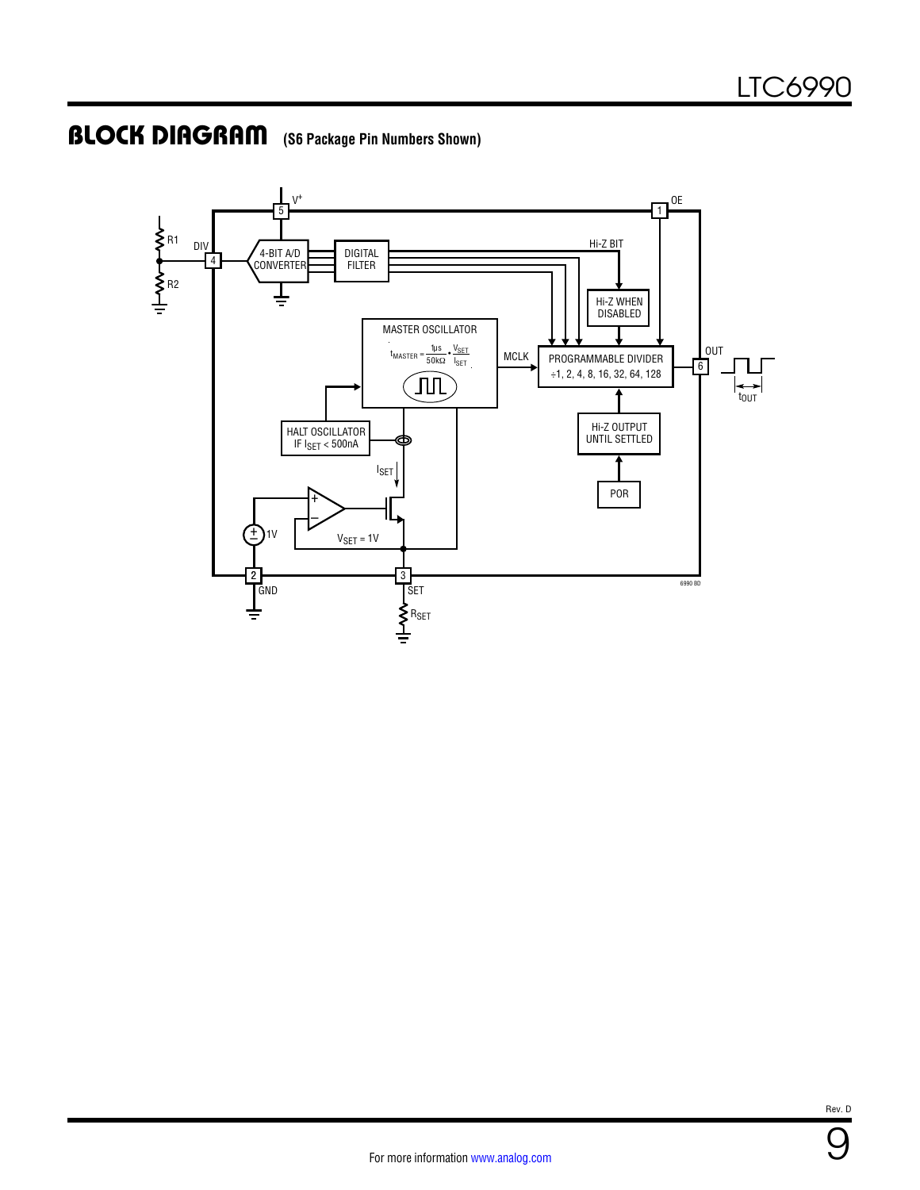## BLOCK DIAGRAM (S6 Package Pin Numbers Shown)

V+

5

OE

1

R1

R2

DIV

4

4-BIT A/D CONVERTER

DIGITAL FILTER

Hi-Z BIT

Hi-Z WHEN DISABLED

MASTER OSCILLATOR

$t_{MASTER} = \frac{1\mu s}{50k\Omega} \bullet \frac{V_{SET}}{I_{SET}}$

MCLK

PROGRAMMABLE DIVIDER
÷1, 2, 4, 8, 16, 32, 64, 128

OUT

6

$t_{OUT}$

HALT OSCILLATOR IF $I_{SET}$ < 500nA

$I_{SET}$

Hi-Z OUTPUT UNTIL SETTLED

POR

1V

$V_{SET}$ = 1V

2

GND

3

SET

$R_{SET}$

6990 BD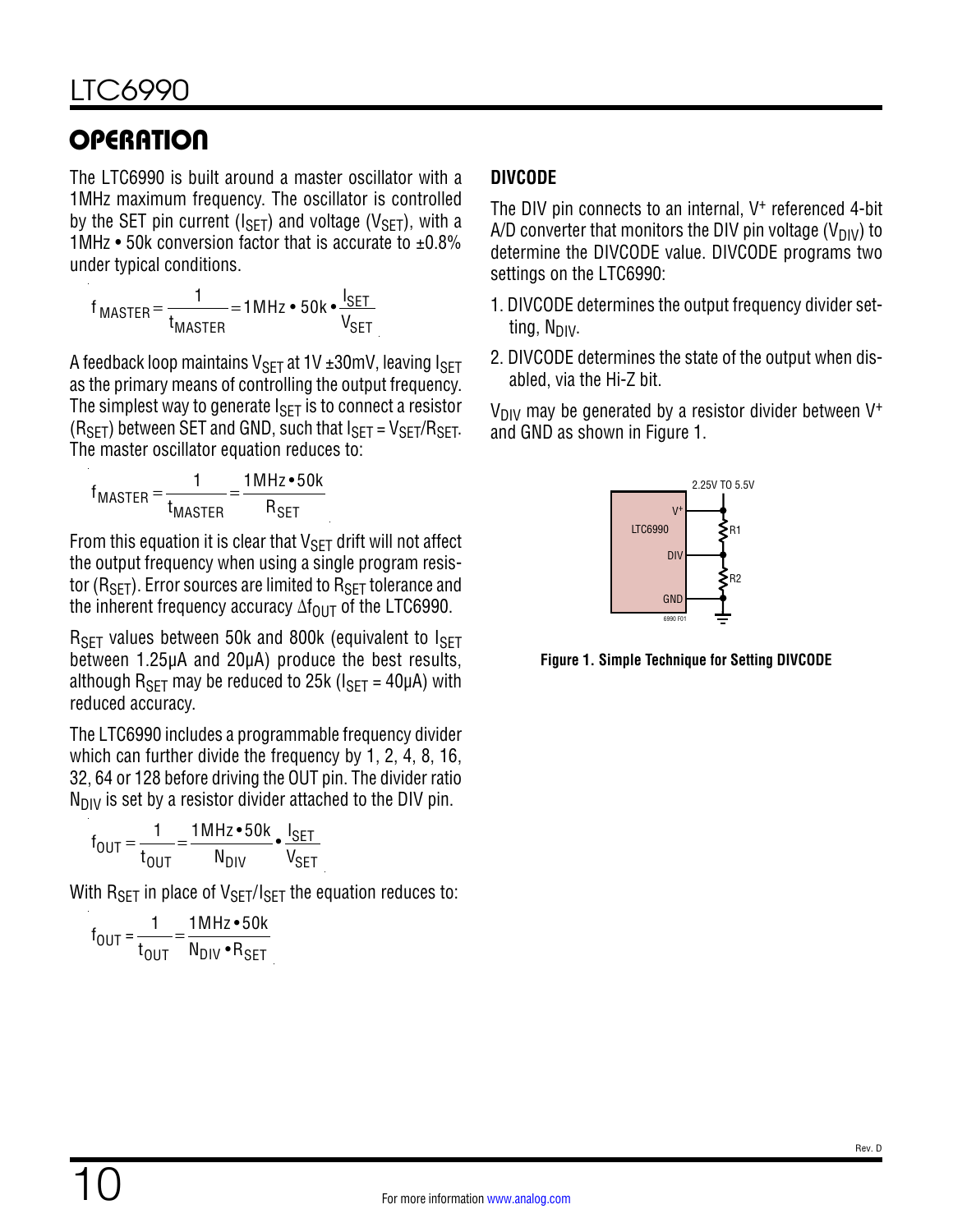## OPERATION

The LTC6990 is built around a master oscillator with a 1MHz maximum frequency. The oscillator is controlled by the SET pin current ($I_{SET}$) and voltage ($V_{SET}$), with a 1MHz • 50k conversion factor that is accurate to ±0.8% under typical conditions.

$$f_{MASTER} = \frac{1}{t_{MASTER}} = 1\text{MHz} \cdot 50\text{k} \cdot \frac{I_{SET}}{V_{SET}}$$

A feedback loop maintains $V_{SET}$ at 1V ±30mV, leaving $I_{SET}$ as the primary means of controlling the output frequency. The simplest way to generate $I_{SET}$ is to connect a resistor ($R_{SET}$) between SET and GND, such that $I_{SET} = V_{SET}/R_{SET}$. The master oscillator equation reduces to:

$$f_{MASTER} = \frac{1}{t_{MASTER}} = \frac{1\text{MHz} \cdot 50\text{k}}{R_{SET}}$$

From this equation it is clear that $V_{SET}$ drift will not affect the output frequency when using a single program resistor ($R_{SET}$). Error sources are limited to $R_{SET}$ tolerance and the inherent frequency accuracy $\Delta f_{OUT}$ of the LTC6990.

$R_{SET}$ values between 50k and 800k (equivalent to $I_{SET}$ between 1.25µA and 20µA) produce the best results, although $R_{SET}$ may be reduced to 25k ($I_{SET}$ = 40µA) with reduced accuracy.

The LTC6990 includes a programmable frequency divider which can further divide the frequency by 1, 2, 4, 8, 16, 32, 64 or 128 before driving the OUT pin. The divider ratio $N_{DIV}$ is set by a resistor divider attached to the DIV pin.

$$f_{OUT} = \frac{1}{t_{OUT}} = \frac{1\text{MHz} \cdot 50\text{k}}{N_{DIV}} \cdot \frac{I_{SET}}{V_{SET}}$$

With $R_{SET}$ in place of $V_{SET}/I_{SET}$ the equation reduces to:

$$f_{OUT} = \frac{1}{t_{OUT}} = \frac{1\text{MHz} \cdot 50\text{k}}{N_{DIV} \cdot R_{SET}}$$

### DIVCODE

The DIV pin connects to an internal, $V^+$ referenced 4-bit A/D converter that monitors the DIV pin voltage ($V_{DIV}$) to determine the DIVCODE value. DIVCODE programs two settings on the LTC6990:

1. DIVCODE determines the output frequency divider setting, $N_{DIV}$.
2. DIVCODE determines the state of the output when disabled, via the Hi-Z bit.

$V_{DIV}$ may be generated by a resistor divider between $V^+$ and GND as shown in Figure 1.

Figure 1. Simple Technique for Setting DIVCODE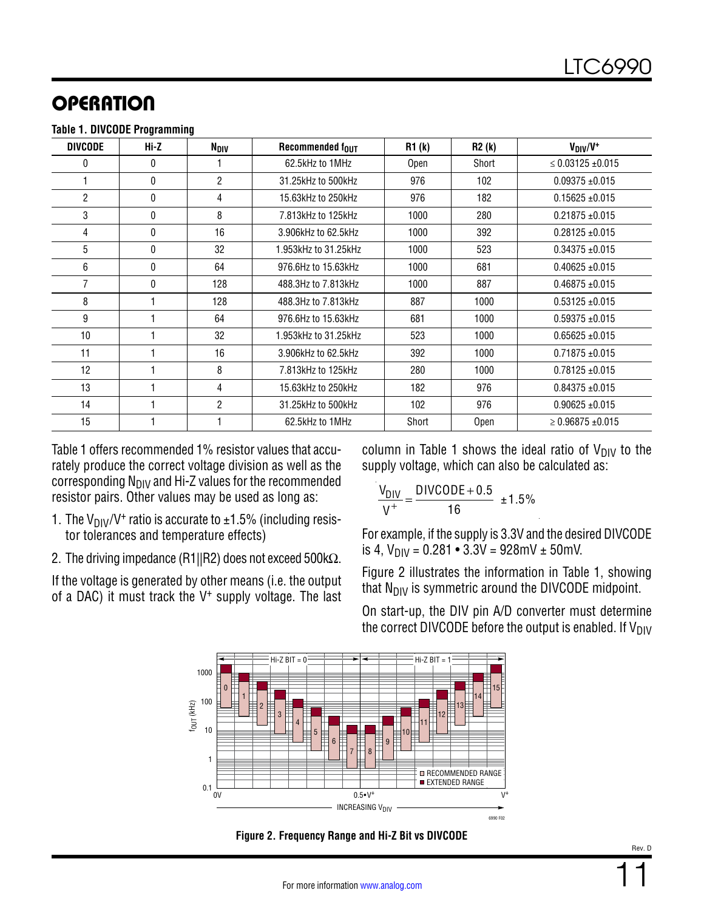## OPERATION

**Table 1. DIVCODE Programming**

| DIVCODE | Hi-Z | $N_{DIV}$ | Recommended $f_{OUT}$ | R1 (k) | R2 (k) | $V_{DIV}/V^+$ |
|---|---|---|---|---|---|---|
| 0 | 0 | 1 | 62.5kHz to 1MHz | Open | Short | ≤ 0.03125 ±0.015 |
| 1 | 0 | 2 | 31.25kHz to 500kHz | 976 | 102 | 0.09375 ±0.015 |
| 2 | 0 | 4 | 15.63kHz to 250kHz | 976 | 182 | 0.15625 ±0.015 |
| 3 | 0 | 8 | 7.813kHz to 125kHz | 1000 | 280 | 0.21875 ±0.015 |
| 4 | 0 | 16 | 3.906kHz to 62.5kHz | 1000 | 392 | 0.28125 ±0.015 |
| 5 | 0 | 32 | 1.953kHz to 31.25kHz | 1000 | 523 | 0.34375 ±0.015 |
| 6 | 0 | 64 | 976.6Hz to 15.63kHz | 1000 | 681 | 0.40625 ±0.015 |
| 7 | 0 | 128 | 488.3Hz to 7.813kHz | 1000 | 887 | 0.46875 ±0.015 |
| 8 | 1 | 128 | 488.3Hz to 7.813kHz | 887 | 1000 | 0.53125 ±0.015 |
| 9 | 1 | 64 | 976.6Hz to 15.63kHz | 681 | 1000 | 0.59375 ±0.015 |
| 10 | 1 | 32 | 1.953kHz to 31.25kHz | 523 | 1000 | 0.65625 ±0.015 |
| 11 | 1 | 16 | 3.906kHz to 62.5kHz | 392 | 1000 | 0.71875 ±0.015 |
| 12 | 1 | 8 | 7.813kHz to 125kHz | 280 | 1000 | 0.78125 ±0.015 |
| 13 | 1 | 4 | 15.63kHz to 250kHz | 182 | 976 | 0.84375 ±0.015 |
| 14 | 1 | 2 | 31.25kHz to 500kHz | 102 | 976 | 0.90625 ±0.015 |
| 15 | 1 | 1 | 62.5kHz to 1MHz | Short | Open | ≥ 0.96875 ±0.015 |

Table 1 offers recommended 1% resistor values that accurately produce the correct voltage division as well as the corresponding $N_{DIV}$ and Hi-Z values for the recommended resistor pairs. Other values may be used as long as:

1. The $V_{DIV}/V^+$ ratio is accurate to ±1.5% (including resistor tolerances and temperature effects)
2. The driving impedance (R1||R2) does not exceed 500kΩ.

If the voltage is generated by other means (i.e. the output of a DAC) it must track the $V^+$ supply voltage. The last column in Table 1 shows the ideal ratio of $V_{DIV}$ to the supply voltage, which can also be calculated as:

$$\frac{V_{DIV}}{V^+} = \frac{DIVCODE + 0.5}{16} \pm 1.5\%$$

For example, if the supply is 3.3V and the desired DIVCODE is 4, $V_{DIV}$ = 0.281 • 3.3V = 928mV ± 50mV.

Figure 2 illustrates the information in Table 1, showing that $N_{DIV}$ is symmetric around the DIVCODE midpoint.

On start-up, the DIV pin A/D converter must determine the correct DIVCODE before the output is enabled. If $V_{DIV}$

**Figure 2. Frequency Range and Hi-Z Bit vs DIVCODE**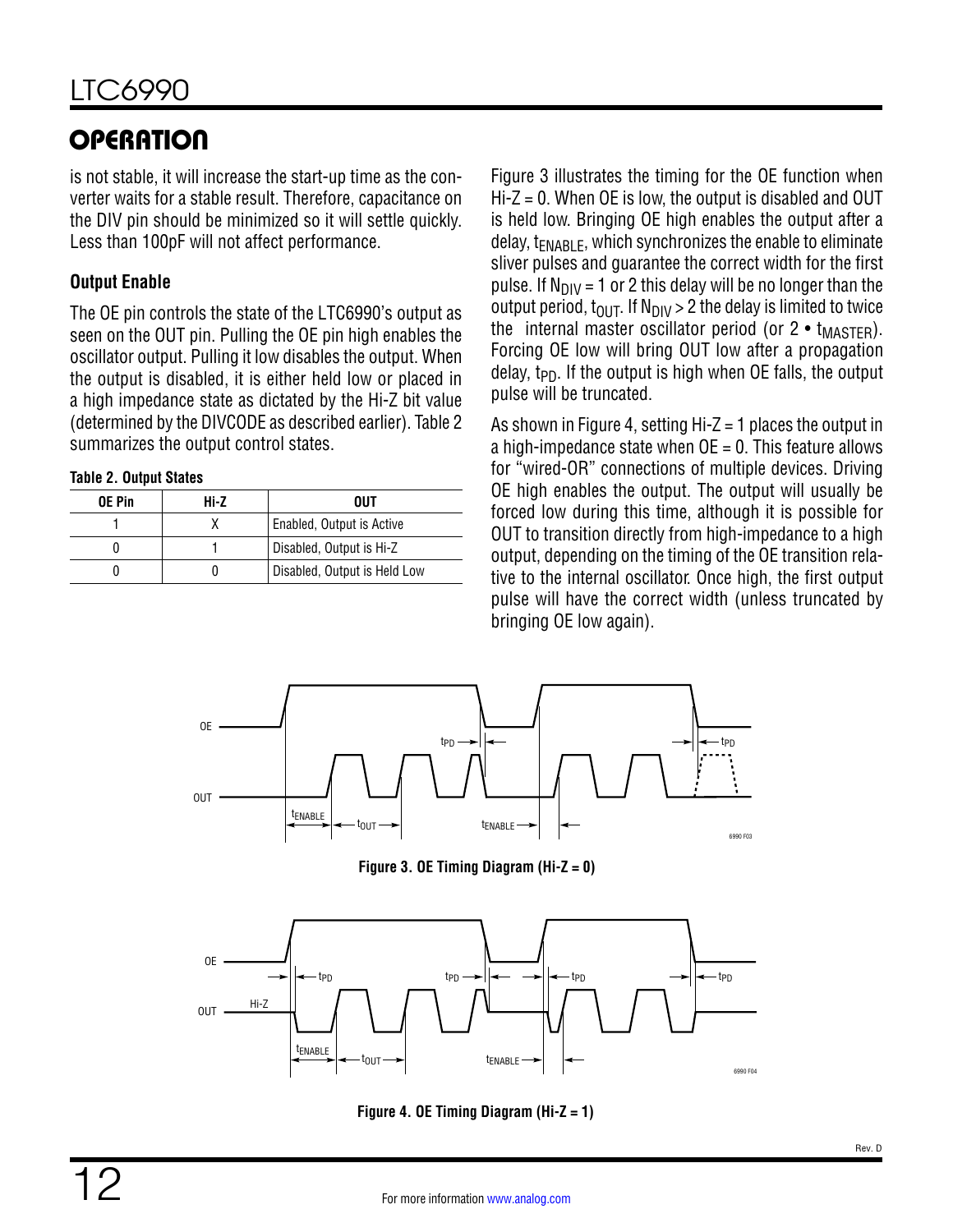## OPERATION

is not stable, it will increase the start-up time as the converter waits for a stable result. Therefore, capacitance on the DIV pin should be minimized so it will settle quickly. Less than 100pF will not affect performance.

### Output Enable

The OE pin controls the state of the LTC6990's output as seen on the OUT pin. Pulling the OE pin high enables the oscillator output. Pulling it low disables the output. When the output is disabled, it is either held low or placed in a high impedance state as dictated by the Hi-Z bit value (determined by the DIVCODE as described earlier). Table 2 summarizes the output control states.

**Table 2. Output States**

| OE Pin | Hi-Z | OUT |
|---|---|---|
| 1 | X | Enabled, Output is Active |
| 0 | 1 | Disabled, Output is Hi-Z |
| 0 | 0 | Disabled, Output is Held Low |

Figure 3 illustrates the timing for the OE function when Hi-Z = 0. When OE is low, the output is disabled and OUT is held low. Bringing OE high enables the output after a delay, $t_{ENABLE}$, which synchronizes the enable to eliminate sliver pulses and guarantee the correct width for the first pulse. If $N_{DIV}$ = 1 or 2 this delay will be no longer than the output period, $t_{OUT}$. If $N_{DIV}$ > 2 the delay is limited to twice the internal master oscillator period (or 2 • $t_{MASTER}$). Forcing OE low will bring OUT low after a propagation delay, $t_{PD}$. If the output is high when OE falls, the output pulse will be truncated.

As shown in Figure 4, setting Hi-Z = 1 places the output in a high-impedance state when OE = 0. This feature allows for "wired-OR" connections of multiple devices. Driving OE high enables the output. The output will usually be forced low during this time, although it is possible for OUT to transition directly from high-impedance to a high output, depending on the timing of the OE transition relative to the internal oscillator. Once high, the first output pulse will have the correct width (unless truncated by bringing OE low again).

**Figure 3. OE Timing Diagram (Hi-Z = 0)**

**Figure 4. OE Timing Diagram (Hi-Z = 1)**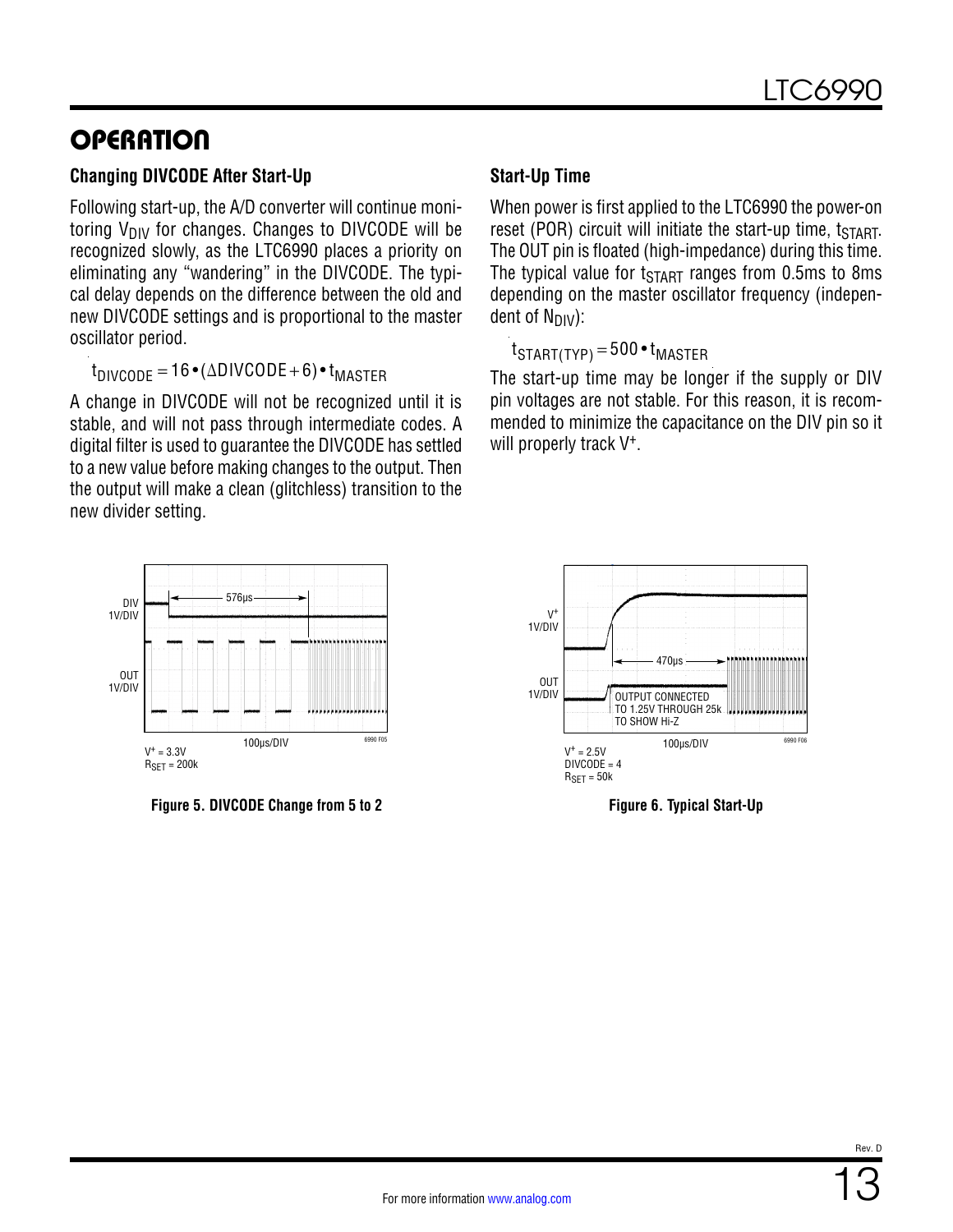## OPERATION

### Changing DIVCODE After Start-Up

Following start-up, the A/D converter will continue monitoring $V_{DIV}$ for changes. Changes to DIVCODE will be recognized slowly, as the LTC6990 places a priority on eliminating any "wandering" in the DIVCODE. The typical delay depends on the difference between the old and new DIVCODE settings and is proportional to the master oscillator period.

$$t_{DIVCODE} = 16 \cdot (\Delta DIVCODE + 6) \cdot t_{MASTER}$$

A change in DIVCODE will not be recognized until it is stable, and will not pass through intermediate codes. A digital filter is used to guarantee the DIVCODE has settled to a new value before making changes to the output. Then the output will make a clean (glitchless) transition to the new divider setting.

### Start-Up Time

When power is first applied to the LTC6990 the power-on reset (POR) circuit will initiate the start-up time, $t_{START}$. The OUT pin is floated (high-impedance) during this time. The typical value for $t_{START}$ ranges from 0.5ms to 8ms depending on the master oscillator frequency (independent of $N_{DIV}$):

$$t_{START(TYP)} = 500 \cdot t_{MASTER}$$

The start-up time may be longer if the supply or DIV pin voltages are not stable. For this reason, it is recommended to minimize the capacitance on the DIV pin so it will properly track $V^+$.

DIV 1V/DIV, OUT 1V/DIV, 576µs, 100µs/DIV, $V^+$ = 3.3V, $R_{SET}$ = 200k

**Figure 5. DIVCODE Change from 5 to 2**

$V^+$ 1V/DIV, OUT 1V/DIV, 470µs, OUTPUT CONNECTED TO 1.25V THROUGH 25k TO SHOW Hi-Z, 100µs/DIV, $V^+$ = 2.5V, DIVCODE = 4, $R_{SET}$ = 50k

**Figure 6. Typical Start-Up**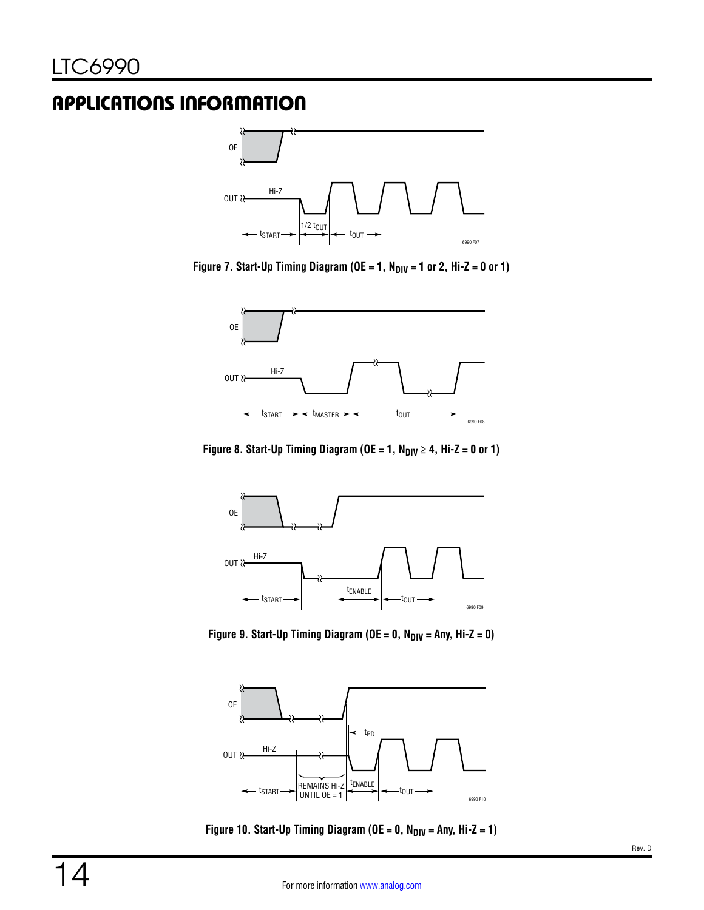## APPLICATIONS INFORMATION

Figure 7. Start-Up Timing Diagram (OE = 1, $N_{DIV}$ = 1 or 2, Hi-Z = 0 or 1)

Figure 8. Start-Up Timing Diagram (OE = 1, $N_{DIV} \geq 4$, Hi-Z = 0 or 1)

Figure 9. Start-Up Timing Diagram (OE = 0, $N_{DIV}$ = Any, Hi-Z = 0)

Figure 10. Start-Up Timing Diagram (OE = 0, $N_{DIV}$ = Any, Hi-Z = 1)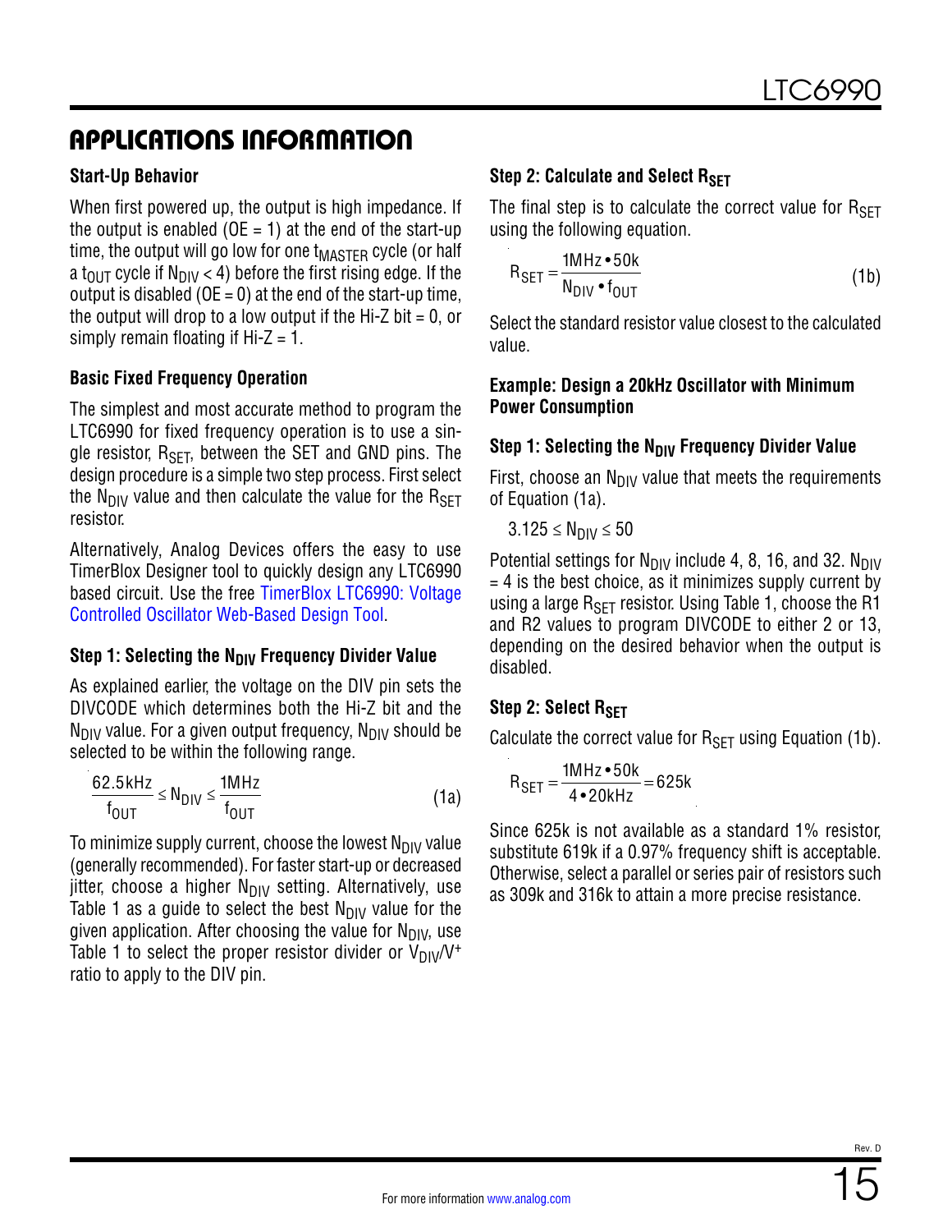## APPLICATIONS INFORMATION

### Start-Up Behavior

When first powered up, the output is high impedance. If the output is enabled (OE = 1) at the end of the start-up time, the output will go low for one $t_{MASTER}$ cycle (or half a $t_{OUT}$ cycle if $N_{DIV} < 4$) before the first rising edge. If the output is disabled (OE = 0) at the end of the start-up time, the output will drop to a low output if the Hi-Z bit = 0, or simply remain floating if Hi-Z = 1.

### Basic Fixed Frequency Operation

The simplest and most accurate method to program the LTC6990 for fixed frequency operation is to use a single resistor, $R_{SET}$, between the SET and GND pins. The design procedure is a simple two step process. First select the $N_{DIV}$ value and then calculate the value for the $R_{SET}$ resistor.

Alternatively, Analog Devices offers the easy to use TimerBlox Designer tool to quickly design any LTC6990 based circuit. Use the free TimerBlox LTC6990: Voltage Controlled Oscillator Web-Based Design Tool.

### Step 1: Selecting the $N_{DIV}$ Frequency Divider Value

As explained earlier, the voltage on the DIV pin sets the DIVCODE which determines both the Hi-Z bit and the $N_{DIV}$ value. For a given output frequency, $N_{DIV}$ should be selected to be within the following range.

$$\frac{62.5\text{kHz}}{f_{OUT}} \le N_{DIV} \le \frac{1\text{MHz}}{f_{OUT}} \qquad (1a)$$

To minimize supply current, choose the lowest $N_{DIV}$ value (generally recommended). For faster start-up or decreased jitter, choose a higher $N_{DIV}$ setting. Alternatively, use Table 1 as a guide to select the best $N_{DIV}$ value for the given application. After choosing the value for $N_{DIV}$, use Table 1 to select the proper resistor divider or $V_{DIV}/V^+$ ratio to apply to the DIV pin.

### Step 2: Calculate and Select $R_{SET}$

The final step is to calculate the correct value for $R_{SET}$ using the following equation.

$$R_{SET} = \frac{1\text{MHz} \cdot 50\text{k}}{N_{DIV} \cdot f_{OUT}} \qquad (1b)$$

Select the standard resistor value closest to the calculated value.

### Example: Design a 20kHz Oscillator with Minimum Power Consumption

### Step 1: Selecting the $N_{DIV}$ Frequency Divider Value

First, choose an $N_{DIV}$ value that meets the requirements of Equation (1a).

$$3.125 \le N_{DIV} \le 50$$

Potential settings for $N_{DIV}$ include 4, 8, 16, and 32. $N_{DIV}$ = 4 is the best choice, as it minimizes supply current by using a large $R_{SET}$ resistor. Using Table 1, choose the R1 and R2 values to program DIVCODE to either 2 or 13, depending on the desired behavior when the output is disabled.

### Step 2: Select $R_{SET}$

Calculate the correct value for $R_{SET}$ using Equation (1b).

$$R_{SET} = \frac{1\text{MHz} \cdot 50\text{k}}{4 \cdot 20\text{kHz}} = 625\text{k}$$

Since 625k is not available as a standard 1% resistor, substitute 619k if a 0.97% frequency shift is acceptable. Otherwise, select a parallel or series pair of resistors such as 309k and 316k to attain a more precise resistance.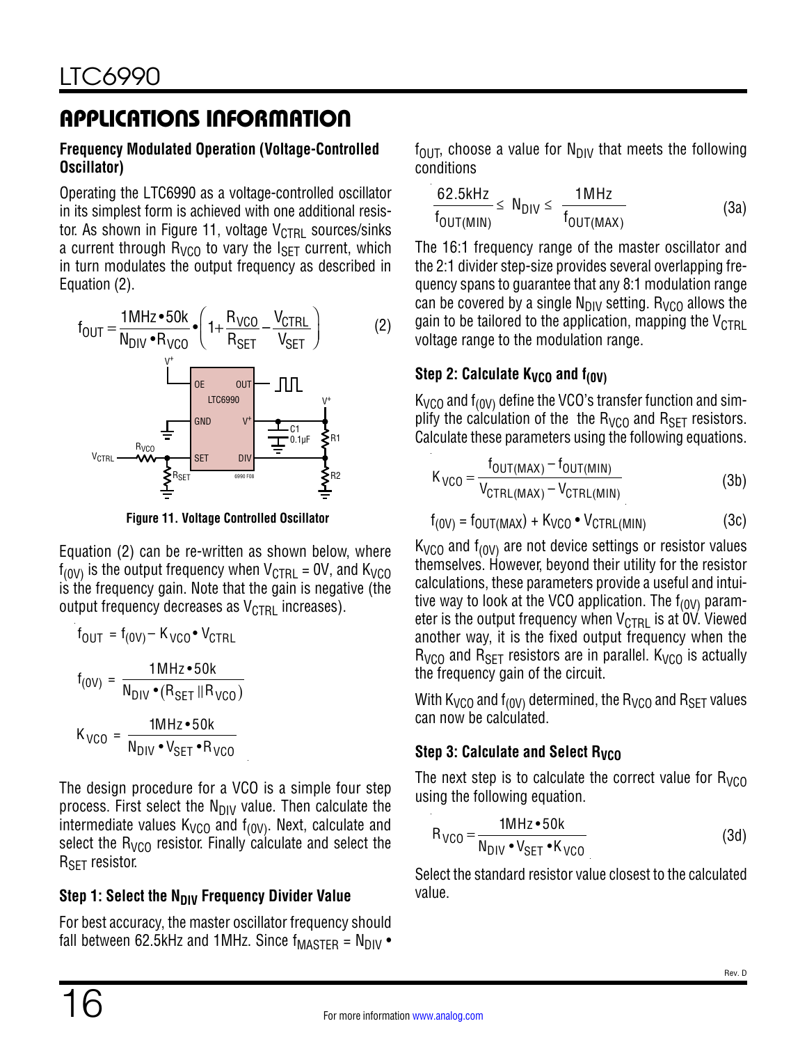## APPLICATIONS INFORMATION

### Frequency Modulated Operation (Voltage-Controlled Oscillator)

Operating the LTC6990 as a voltage-controlled oscillator in its simplest form is achieved with one additional resistor. As shown in Figure 11, voltage $V_{CTRL}$ sources/sinks a current through $R_{VCO}$ to vary the $I_{SET}$ current, which in turn modulates the output frequency as described in Equation (2).

$$f_{OUT} = \frac{1MHz \cdot 50k}{N_{DIV} \cdot R_{VCO}} \cdot \left(1 + \frac{R_{VCO}}{R_{SET}} - \frac{V_{CTRL}}{V_{SET}}\right) \quad (2)$$

Figure 11. Voltage Controlled Oscillator

Equation (2) can be re-written as shown below, where $f_{(0V)}$ is the output frequency when $V_{CTRL}$ = 0V, and $K_{VCO}$ is the frequency gain. Note that the gain is negative (the output frequency decreases as $V_{CTRL}$ increases).

$$f_{OUT} = f_{(0V)} - K_{VCO} \cdot V_{CTRL}$$

$$f_{(0V)} = \frac{1MHz \cdot 50k}{N_{DIV} \cdot (R_{SET} \| R_{VCO})}$$

$$K_{VCO} = \frac{1MHz \cdot 50k}{N_{DIV} \cdot V_{SET} \cdot R_{VCO}}$$

The design procedure for a VCO is a simple four step process. First select the $N_{DIV}$ value. Then calculate the intermediate values $K_{VCO}$ and $f_{(0V)}$. Next, calculate and select the $R_{VCO}$ resistor. Finally calculate and select the $R_{SET}$ resistor.

### Step 1: Select the $N_{DIV}$ Frequency Divider Value

For best accuracy, the master oscillator frequency should fall between 62.5kHz and 1MHz. Since $f_{MASTER} = N_{DIV} \cdot f_{OUT}$, choose a value for $N_{DIV}$ that meets the following conditions

$$\frac{62.5kHz}{f_{OUT(MIN)}} \le N_{DIV} \le \frac{1MHz}{f_{OUT(MAX)}} \quad (3a)$$

The 16:1 frequency range of the master oscillator and the 2:1 divider step-size provides several overlapping frequency spans to guarantee that any 8:1 modulation range can be covered by a single $N_{DIV}$ setting. $R_{VCO}$ allows the gain to be tailored to the application, mapping the $V_{CTRL}$ voltage range to the modulation range.

### Step 2: Calculate $K_{VCO}$ and $f_{(0V)}$

$K_{VCO}$ and $f_{(0V)}$ define the VCO's transfer function and simplify the calculation of the the $R_{VCO}$ and $R_{SET}$ resistors. Calculate these parameters using the following equations.

$$K_{VCO} = \frac{f_{OUT(MAX)} - f_{OUT(MIN)}}{V_{CTRL(MAX)} - V_{CTRL(MIN)}} \quad (3b)$$

$$f_{(0V)} = f_{OUT(MAX)} + K_{VCO} \cdot V_{CTRL(MIN)} \quad (3c)$$

$K_{VCO}$ and $f_{(0V)}$ are not device settings or resistor values themselves. However, beyond their utility for the resistor calculations, these parameters provide a useful and intuitive way to look at the VCO application. The $f_{(0V)}$ parameter is the output frequency when $V_{CTRL}$ is at 0V. Viewed another way, it is the fixed output frequency when the $R_{VCO}$ and $R_{SET}$ resistors are in parallel. $K_{VCO}$ is actually the frequency gain of the circuit.

With $K_{VCO}$ and $f_{(0V)}$ determined, the $R_{VCO}$ and $R_{SET}$ values can now be calculated.

### Step 3: Calculate and Select $R_{VCO}$

The next step is to calculate the correct value for $R_{VCO}$ using the following equation.

$$R_{VCO} = \frac{1MHz \cdot 50k}{N_{DIV} \cdot V_{SET} \cdot K_{VCO}} \quad (3d)$$

Select the standard resistor value closest to the calculated value.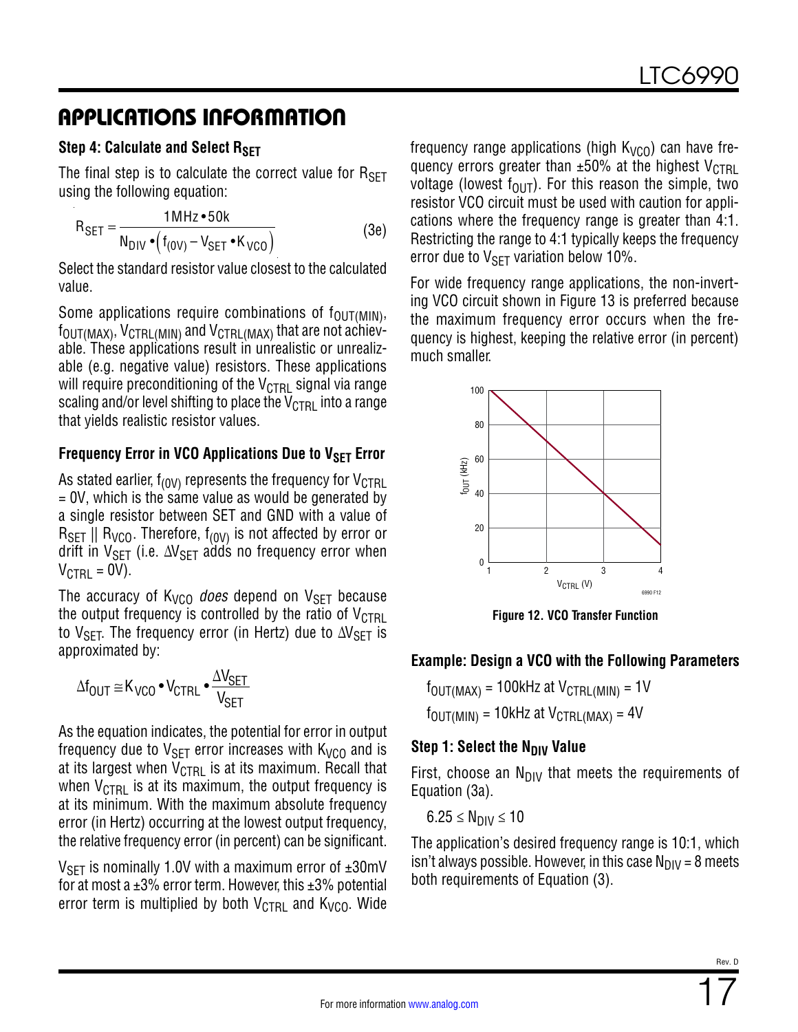## APPLICATIONS INFORMATION

### Step 4: Calculate and Select $R_{SET}$

The final step is to calculate the correct value for $R_{SET}$ using the following equation:

$$R_{SET} = \frac{1\text{MHz} \cdot 50\text{k}}{N_{DIV} \cdot \left(f_{(0V)} - V_{SET} \cdot K_{VCO}\right)} \quad (3e)$$

Select the standard resistor value closest to the calculated value.

Some applications require combinations of $f_{OUT(MIN)}$, $f_{OUT(MAX)}$, $V_{CTRL(MIN)}$ and $V_{CTRL(MAX)}$ that are not achievable. These applications result in unrealistic or unrealizable (e.g. negative value) resistors. These applications will require preconditioning of the $V_{CTRL}$ signal via range scaling and/or level shifting to place the $V_{CTRL}$ into a range that yields realistic resistor values.

### Frequency Error in VCO Applications Due to $V_{SET}$ Error

As stated earlier, $f_{(0V)}$ represents the frequency for $V_{CTRL}$ = 0V, which is the same value as would be generated by a single resistor between SET and GND with a value of $R_{SET}$ || $R_{VCO}$. Therefore, $f_{(0V)}$ is not affected by error or drift in $V_{SET}$ (i.e. $\Delta V_{SET}$ adds no frequency error when $V_{CTRL}$ = 0V).

The accuracy of $K_{VCO}$ *does* depend on $V_{SET}$ because the output frequency is controlled by the ratio of $V_{CTRL}$ to $V_{SET}$. The frequency error (in Hertz) due to $\Delta V_{SET}$ is approximated by:

$$\Delta f_{OUT} \cong K_{VCO} \cdot V_{CTRL} \cdot \frac{\Delta V_{SET}}{V_{SET}}$$

As the equation indicates, the potential for error in output frequency due to $V_{SET}$ error increases with $K_{VCO}$ and is at its largest when $V_{CTRL}$ is at its maximum. Recall that when $V_{CTRL}$ is at its maximum, the output frequency is at its minimum. With the maximum absolute frequency error (in Hertz) occurring at the lowest output frequency, the relative frequency error (in percent) can be significant.

$V_{SET}$ is nominally 1.0V with a maximum error of ±30mV for at most a ±3% error term. However, this ±3% potential error term is multiplied by both $V_{CTRL}$ and $K_{VCO}$. Wide frequency range applications (high $K_{VCO}$) can have frequency errors greater than ±50% at the highest $V_{CTRL}$ voltage (lowest $f_{OUT}$). For this reason the simple, two resistor VCO circuit must be used with caution for applications where the frequency range is greater than 4:1. Restricting the range to 4:1 typically keeps the frequency error due to $V_{SET}$ variation below 10%.

For wide frequency range applications, the non-inverting VCO circuit shown in Figure 13 is preferred because the maximum frequency error occurs when the frequency is highest, keeping the relative error (in percent) much smaller.

Figure 12. VCO Transfer Function

### Example: Design a VCO with the Following Parameters

$f_{OUT(MAX)}$ = 100kHz at $V_{CTRL(MIN)}$ = 1V

$f_{OUT(MIN)}$ = 10kHz at $V_{CTRL(MAX)}$ = 4V

### Step 1: Select the $N_{DIV}$ Value

First, choose an $N_{DIV}$ that meets the requirements of Equation (3a).

$$6.25 \le N_{DIV} \le 10$$

The application's desired frequency range is 10:1, which isn't always possible. However, in this case $N_{DIV}$ = 8 meets both requirements of Equation (3).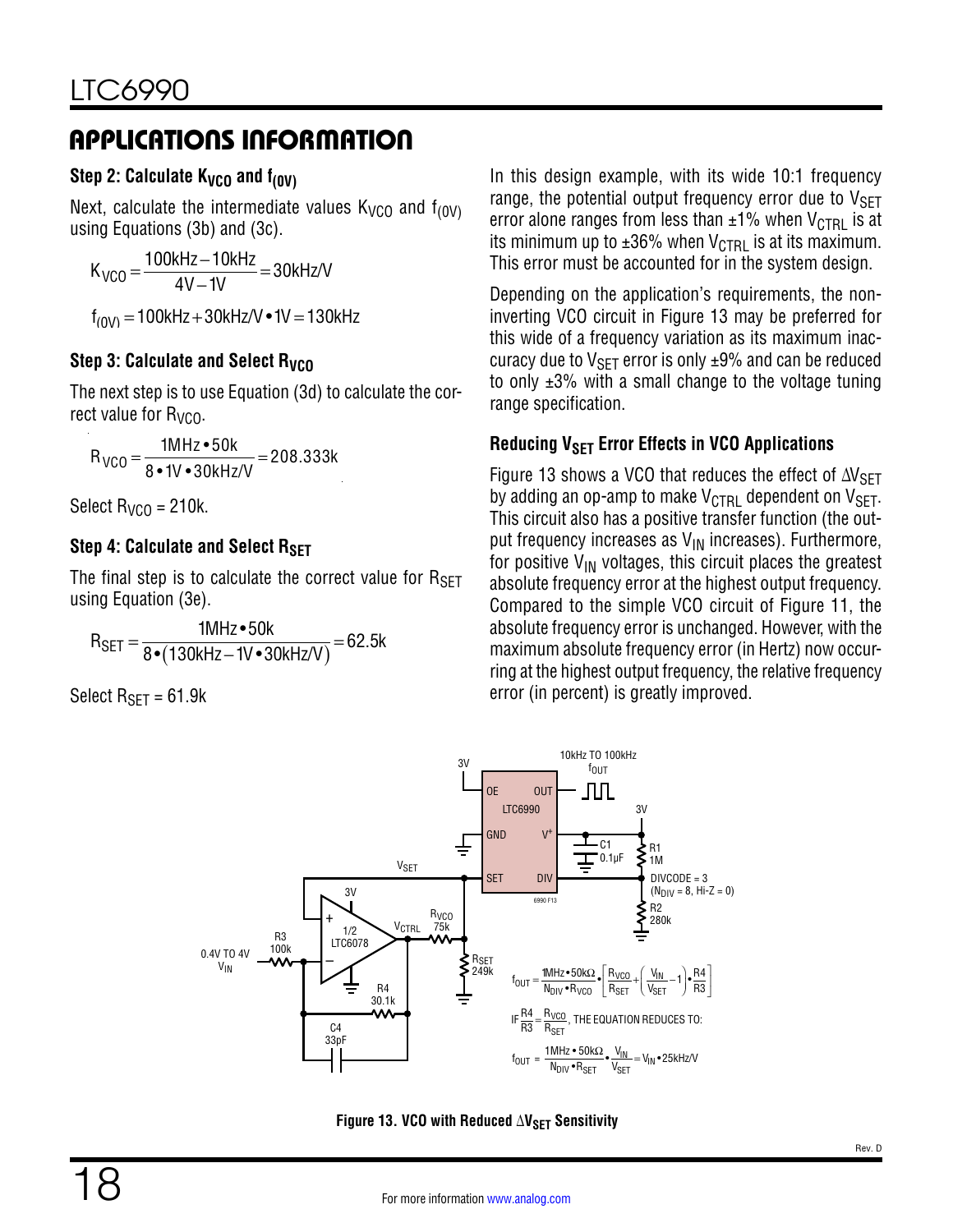## APPLICATIONS INFORMATION

### Step 2: Calculate $K_{VCO}$ and $f_{(0V)}$

Next, calculate the intermediate values $K_{VCO}$ and $f_{(0V)}$ using Equations (3b) and (3c).

$$K_{VCO} = \frac{100kHz - 10kHz}{4V - 1V} = 30kHz/V$$

$$f_{(0V)} = 100kHz + 30kHz/V \bullet 1V = 130kHz$$

### Step 3: Calculate and Select $R_{VCO}$

The next step is to use Equation (3d) to calculate the correct value for $R_{VCO}$.

$$R_{VCO} = \frac{1MHz \bullet 50k}{8 \bullet 1V \bullet 30kHz/V} = 208.333k$$

Select $R_{VCO}$ = 210k.

### Step 4: Calculate and Select $R_{SET}$

The final step is to calculate the correct value for $R_{SET}$ using Equation (3e).

$$R_{SET} = \frac{1MHz \bullet 50k}{8 \bullet (130kHz - 1V \bullet 30kHz/V)} = 62.5k$$

Select $R_{SET}$ = 61.9k

In this design example, with its wide 10:1 frequency range, the potential output frequency error due to $V_{SET}$ error alone ranges from less than ±1% when $V_{CTRL}$ is at its minimum up to ±36% when $V_{CTRL}$ is at its maximum. This error must be accounted for in the system design.

Depending on the application's requirements, the noninverting VCO circuit in Figure 13 may be preferred for this wide of a frequency variation as its maximum inaccuracy due to $V_{SET}$ error is only ±9% and can be reduced to only ±3% with a small change to the voltage tuning range specification.

### Reducing $V_{SET}$ Error Effects in VCO Applications

Figure 13 shows a VCO that reduces the effect of $\Delta V_{SET}$ by adding an op-amp to make $V_{CTRL}$ dependent on $V_{SET}$. This circuit also has a positive transfer function (the output frequency increases as $V_{IN}$ increases). Furthermore, for positive $V_{IN}$ voltages, this circuit places the greatest absolute frequency error at the highest output frequency. Compared to the simple VCO circuit of Figure 11, the absolute frequency error is unchanged. However, with the maximum absolute frequency error (in Hertz) now occurring at the highest output frequency, the relative frequency error (in percent) is greatly improved.

$$f_{OUT} = \frac{1MHz \bullet 50k\Omega}{N_{DIV} \bullet R_{VCO}} \bullet \left[\frac{R_{VCO}}{R_{SET}} + \left(\frac{V_{IN}}{V_{SET}} - 1\right) \bullet \frac{R4}{R3}\right]$$

IF $\frac{R4}{R3} = \frac{R_{VCO}}{R_{SET}}$, THE EQUATION REDUCES TO:

$$f_{OUT} = \frac{1MHz \bullet 50k\Omega}{N_{DIV} \bullet R_{SET}} \bullet \frac{V_{IN}}{V_{SET}} = V_{IN} \bullet 25kHz/V$$

Figure 13. VCO with Reduced $\Delta V_{SET}$ Sensitivity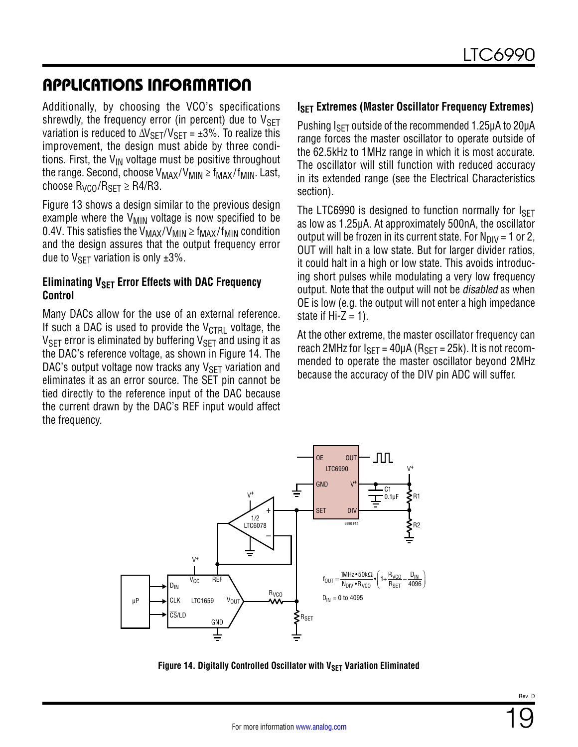## APPLICATIONS INFORMATION

Additionally, by choosing the VCO's specifications shrewdly, the frequency error (in percent) due to $V_{SET}$ variation is reduced to $\Delta V_{SET}/V_{SET} = \pm 3\%$. To realize this improvement, the design must abide by three conditions. First, the $V_{IN}$ voltage must be positive throughout the range. Second, choose $V_{MAX}/V_{MIN} \geq f_{MAX}/f_{MIN}$. Last, choose $R_{VCO}/R_{SET} \geq R4/R3$.

Figure 13 shows a design similar to the previous design example where the $V_{MIN}$ voltage is now specified to be 0.4V. This satisfies the $V_{MAX}/V_{MIN} \geq f_{MAX}/f_{MIN}$ condition and the design assures that the output frequency error due to $V_{SET}$ variation is only ±3%.

### Eliminating $V_{SET}$ Error Effects with DAC Frequency Control

Many DACs allow for the use of an external reference. If such a DAC is used to provide the $V_{CTRL}$ voltage, the $V_{SET}$ error is eliminated by buffering $V_{SET}$ and using it as the DAC's reference voltage, as shown in Figure 14. The DAC's output voltage now tracks any $V_{SET}$ variation and eliminates it as an error source. The SET pin cannot be tied directly to the reference input of the DAC because the current drawn by the DAC's REF input would affect the frequency.

### $I_{SET}$ Extremes (Master Oscillator Frequency Extremes)

Pushing $I_{SET}$ outside of the recommended 1.25µA to 20µA range forces the master oscillator to operate outside of the 62.5kHz to 1MHz range in which it is most accurate. The oscillator will still function with reduced accuracy in its extended range (see the Electrical Characteristics section).

The LTC6990 is designed to function normally for $I_{SET}$ as low as 1.25µA. At approximately 500nA, the oscillator output will be frozen in its current state. For $N_{DIV}$ = 1 or 2, OUT will halt in a low state. But for larger divider ratios, it could halt in a high or low state. This avoids introducing short pulses while modulating a very low frequency output. Note that the output will not be *disabled* as when OE is low (e.g. the output will not enter a high impedance state if Hi-Z = 1).

At the other extreme, the master oscillator frequency can reach 2MHz for $I_{SET}$ = 40µA ($R_{SET}$ = 25k). It is not recommended to operate the master oscillator beyond 2MHz because the accuracy of the DIV pin ADC will suffer.

$$f_{OUT} = \frac{1\text{MHz} \cdot 50\text{k}\Omega}{N_{DIV} \cdot R_{VCO}} \cdot \left(1 + \frac{R_{VCO}}{R_{SET}} - \frac{D_{IN}}{4096}\right)$$

$D_{IN}$ = 0 to 4095

Figure 14. Digitally Controlled Oscillator with $V_{SET}$ Variation Eliminated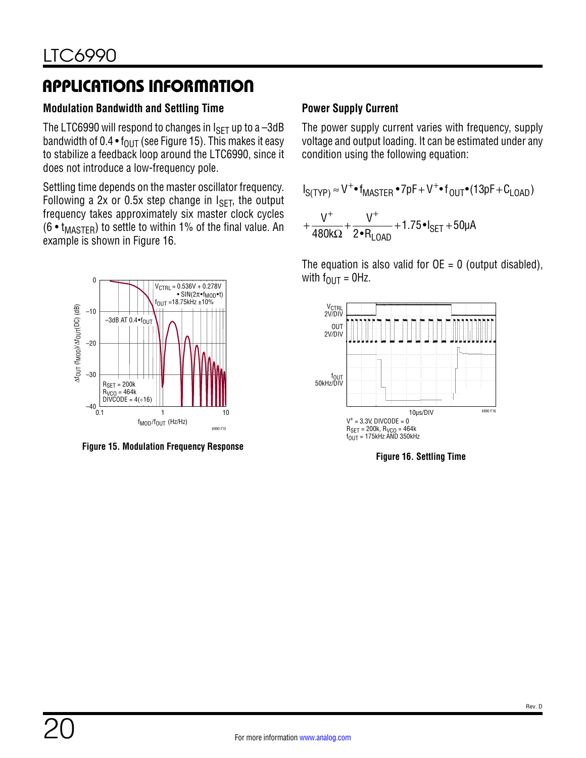# APPLICATIONS INFORMATION

### Modulation Bandwidth and Settling Time

The LTC6990 will respond to changes in $I_{SET}$ up to a –3dB bandwidth of $0.4 \cdot f_{OUT}$ (see Figure 15). This makes it easy to stabilize a feedback loop around the LTC6990, since it does not introduce a low-frequency pole.

Settling time depends on the master oscillator frequency. Following a 2x or 0.5x step change in $I_{SET}$, the output frequency takes approximately six master clock cycles ($6 \cdot t_{MASTER}$) to settle to within 1% of the final value. An example is shown in Figure 16.

**Figure 15. Modulation Frequency Response**

### Power Supply Current

The power supply current varies with frequency, supply voltage and output loading. It can be estimated under any condition using the following equation:

$$I_{S(TYP)} \approx V^+ \cdot f_{MASTER} \cdot 7pF + V^+ \cdot f_{OUT} \cdot (13pF + C_{LOAD}) + \frac{V^+}{480k\Omega} + \frac{V^+}{2 \cdot R_{LOAD}} + 1.75 \cdot I_{SET} + 50\mu A$$

The equation is also valid for OE = 0 (output disabled), with $f_{OUT}$ = 0Hz.

**Figure 16. Settling Time**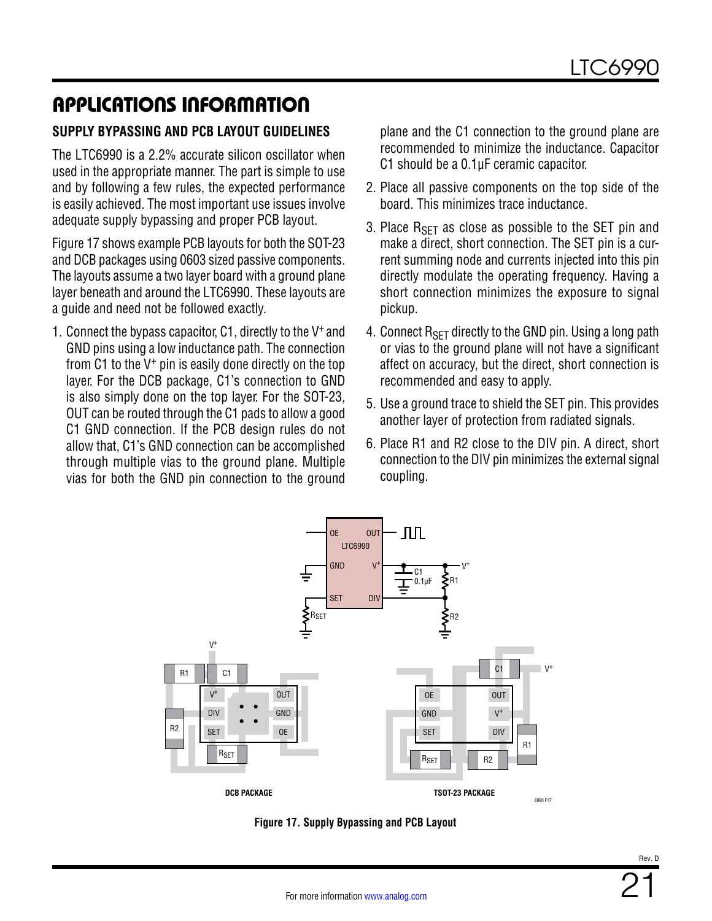## APPLICATIONS INFORMATION

### SUPPLY BYPASSING AND PCB LAYOUT GUIDELINES

The LTC6990 is a 2.2% accurate silicon oscillator when used in the appropriate manner. The part is simple to use and by following a few rules, the expected performance is easily achieved. The most important use issues involve adequate supply bypassing and proper PCB layout.

Figure 17 shows example PCB layouts for both the SOT-23 and DCB packages using 0603 sized passive components. The layouts assume a two layer board with a ground plane layer beneath and around the LTC6990. These layouts are a guide and need not be followed exactly.

1. Connect the bypass capacitor, C1, directly to the $V^+$ and GND pins using a low inductance path. The connection from C1 to the $V^+$ pin is easily done directly on the top layer. For the DCB package, C1's connection to GND is also simply done on the top layer. For the SOT-23, OUT can be routed through the C1 pads to allow a good C1 GND connection. If the PCB design rules do not allow that, C1's GND connection can be accomplished through multiple vias to the ground plane. Multiple vias for both the GND pin connection to the ground plane and the C1 connection to the ground plane are recommended to minimize the inductance. Capacitor C1 should be a 0.1µF ceramic capacitor.
2. Place all passive components on the top side of the board. This minimizes trace inductance.
3. Place $R_{SET}$ as close as possible to the SET pin and make a direct, short connection. The SET pin is a current summing node and currents injected into this pin directly modulate the operating frequency. Having a short connection minimizes the exposure to signal pickup.
4. Connect $R_{SET}$ directly to the GND pin. Using a long path or vias to the ground plane will not have a significant affect on accuracy, but the direct, short connection is recommended and easy to apply.
5. Use a ground trace to shield the SET pin. This provides another layer of protection from radiated signals.
6. Place R1 and R2 close to the DIV pin. A direct, short connection to the DIV pin minimizes the external signal coupling.

**Figure 17. Supply Bypassing and PCB Layout**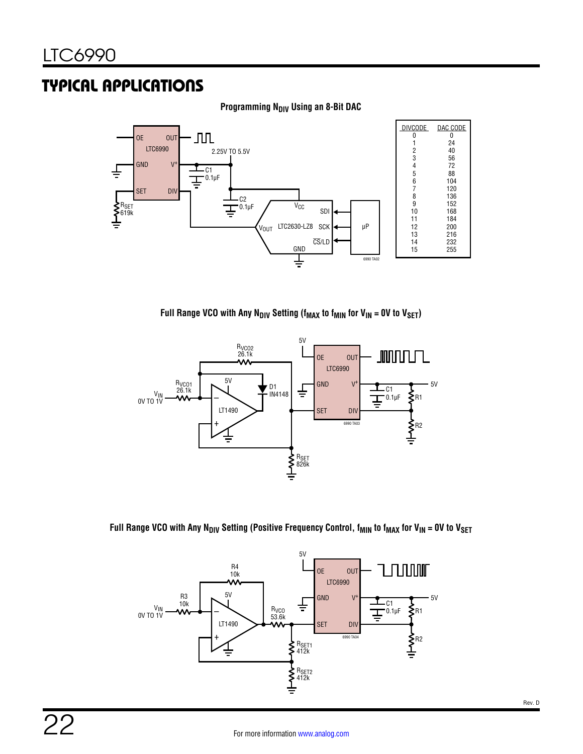## TYPICAL APPLICATIONS

**Programming $N_{DIV}$ Using an 8-Bit DAC**

| DIVCODE | DAC CODE |
|---|---|
| 0 | 0 |
| 1 | 24 |
| 2 | 40 |
| 3 | 56 |
| 4 | 72 |
| 5 | 88 |
| 6 | 104 |
| 7 | 120 |
| 8 | 136 |
| 9 | 152 |
| 10 | 168 |
| 11 | 184 |
| 12 | 200 |
| 13 | 216 |
| 14 | 232 |
| 15 | 255 |

**Full Range VCO with Any $N_{DIV}$ Setting ($f_{MAX}$ to $f_{MIN}$ for $V_{IN}$ = 0V to $V_{SET}$)**

**Full Range VCO with Any $N_{DIV}$ Setting (Positive Frequency Control, $f_{MIN}$ to $f_{MAX}$ for $V_{IN}$ = 0V to $V_{SET}$**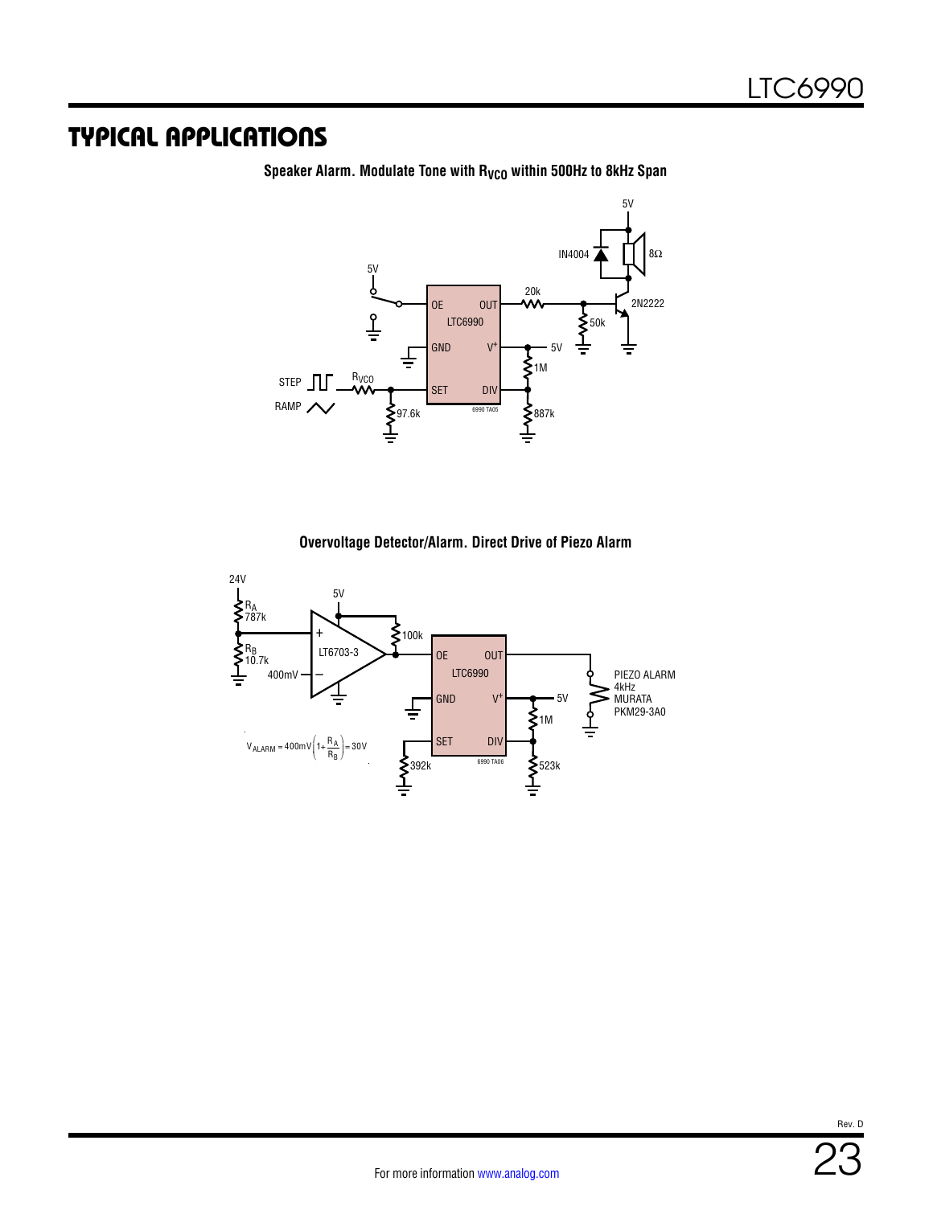# TYPICAL APPLICATIONS

**Speaker Alarm. Modulate Tone with $R_{VCO}$ within 500Hz to 8kHz Span**

**Overvoltage Detector/Alarm. Direct Drive of Piezo Alarm**

$$V_{ALARM} = 400mV\left(1+\frac{R_A}{R_B}\right) = 30V$$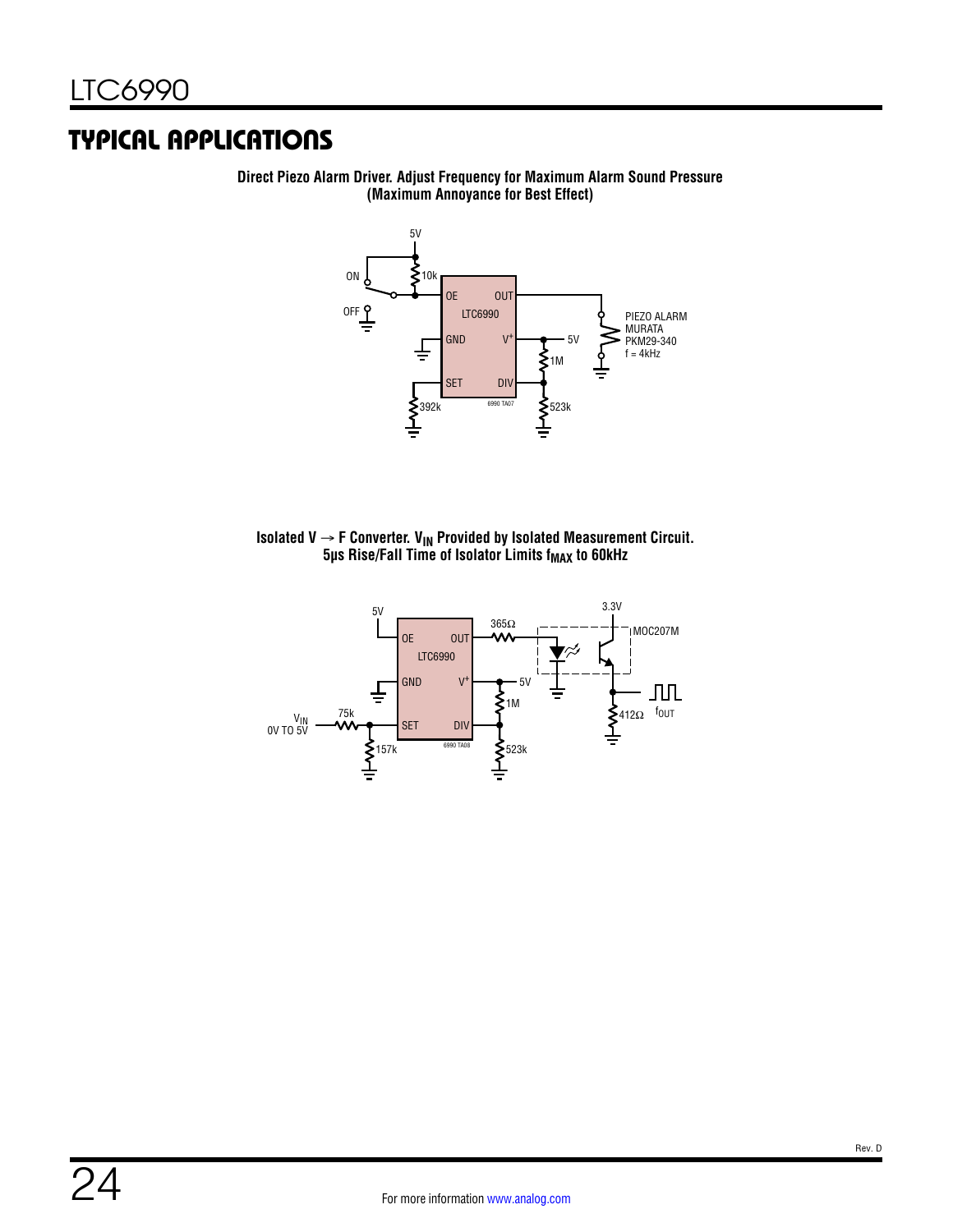## TYPICAL APPLICATIONS

**Direct Piezo Alarm Driver. Adjust Frequency for Maximum Alarm Sound Pressure (Maximum Annoyance for Best Effect)**

5V

ON

OFF

10k

OE OUT

LTC6990

GND $V^+$

5V

1M

SET DIV

392k

523k

6990 TA07

PIEZO ALARM
MURATA
PKM29-340
f = 4kHz

**Isolated V → F Converter. $V_{IN}$ Provided by Isolated Measurement Circuit. 5µs Rise/Fall Time of Isolator Limits $f_{MAX}$ to 60kHz**

5V

OE OUT

LTC6990

GND $V^+$

5V

365Ω

3.3V

MOC207M

1M

$V_{IN}$
0V TO 5V

75k

SET DIV

157k

523k

6990 TA08

412Ω

$f_{OUT}$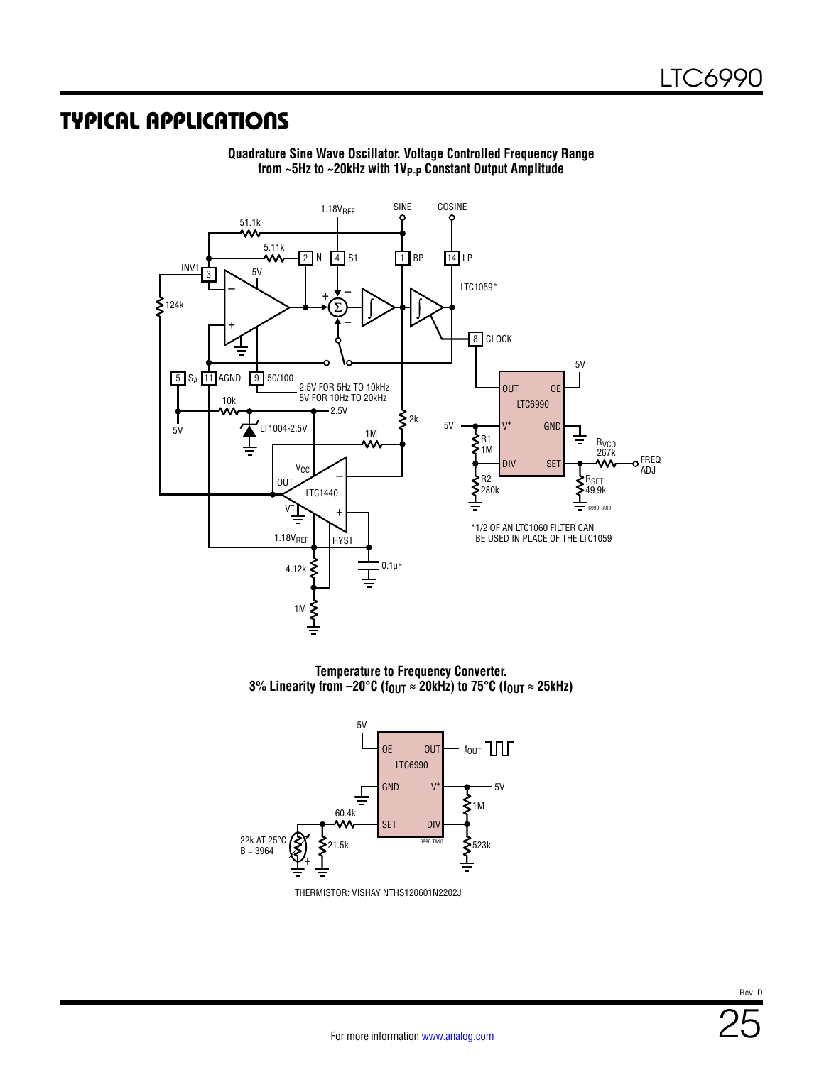## TYPICAL APPLICATIONS

**Quadrature Sine Wave Oscillator. Voltage Controlled Frequency Range from ~5Hz to ~20kHz with $1V_{P-P}$ Constant Output Amplitude**

*1/2 OF AN LTC1060 FILTER CAN BE USED IN PLACE OF THE LTC1059

**Temperature to Frequency Converter. 3% Linearity from –20°C ($f_{OUT}$ ≈ 20kHz) to 75°C ($f_{OUT}$ ≈ 25kHz)**

THERMISTOR: VISHAY NTHS120601N2202J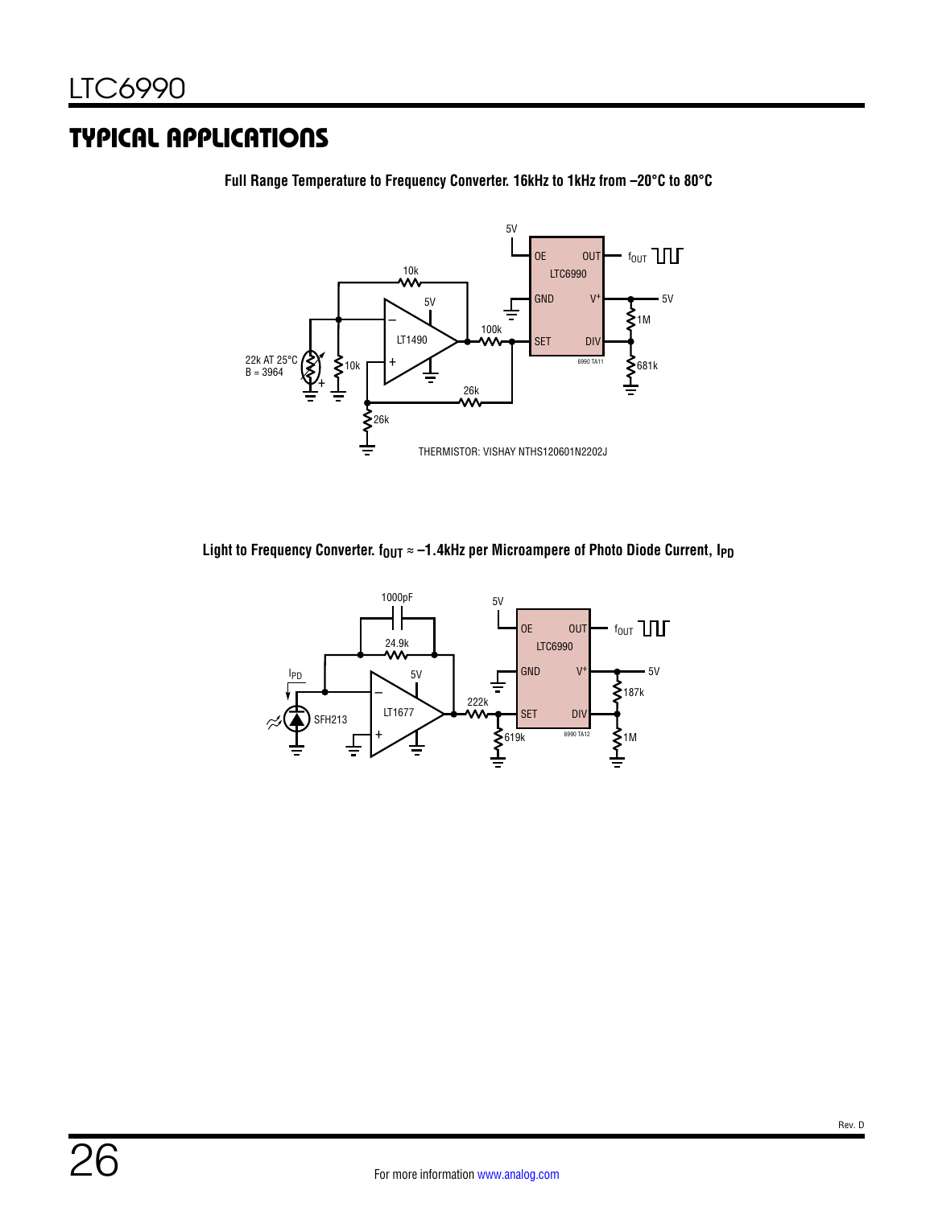## TYPICAL APPLICATIONS

**Full Range Temperature to Frequency Converter. 16kHz to 1kHz from –20°C to 80°C**

5V

OE OUT $f_{OUT}$

LTC6990

GND $V^+$ 5V

10k

5V

1M

100k

LT1490

SET DIV

22k AT 25°C
B = 3964

10k

681k

6990 TA11

26k

26k

THERMISTOR: VISHAY NTHS120601N2202J

**Light to Frequency Converter. $f_{OUT}$ ≈ –1.4kHz per Microampere of Photo Diode Current, $I_{PD}$**

1000pF

5V

OE OUT $f_{OUT}$

LTC6990

24.9k

$I_{PD}$

5V

GND $V^+$ 5V

187k

LT1677

222k

SFH213

SET DIV

619k

1M

6990 TA12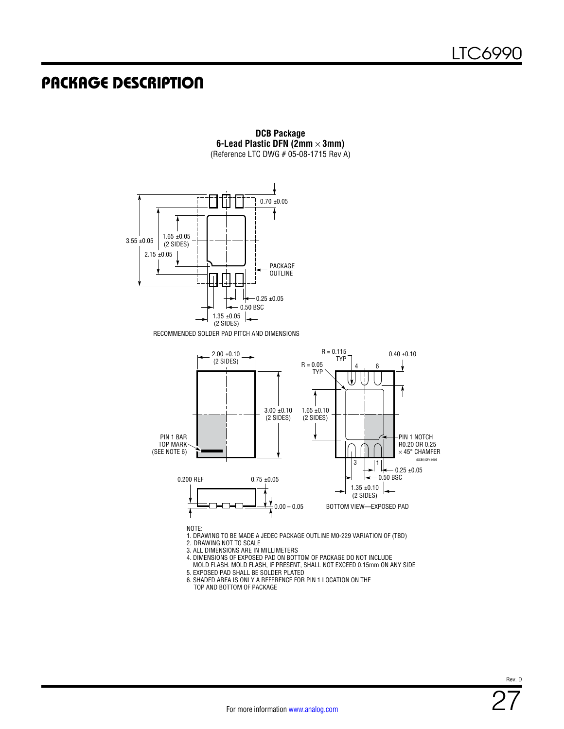# PACKAGE DESCRIPTION

**DCB Package**
**6-Lead Plastic DFN (2mm × 3mm)**
(Reference LTC DWG # 05-08-1715 Rev A)

0.70 ±0.05

3.55 ±0.05

1.65 ±0.05
(2 SIDES)

2.15 ±0.05

PACKAGE
OUTLINE

0.25 ±0.05

0.50 BSC

1.35 ±0.05
(2 SIDES)

RECOMMENDED SOLDER PAD PITCH AND DIMENSIONS

2.00 ±0.10
(2 SIDES)

3.00 ±0.10
(2 SIDES)

PIN 1 BAR
TOP MARK
(SEE NOTE 6)

R = 0.115
TYP

R = 0.05
TYP

0.40 ±0.10

1.65 ±0.10
(2 SIDES)

PIN 1 NOTCH
R0.20 OR 0.25
× 45° CHAMFER

(DCB6) DFN 0405

0.25 ±0.05

0.50 BSC

1.35 ±0.10
(2 SIDES)

0.200 REF

0.75 ±0.05

0.00 – 0.05

BOTTOM VIEW—EXPOSED PAD

NOTE:
1. DRAWING TO BE MADE A JEDEC PACKAGE OUTLINE M0-229 VARIATION OF (TBD)
2. DRAWING NOT TO SCALE
3. ALL DIMENSIONS ARE IN MILLIMETERS
4. DIMENSIONS OF EXPOSED PAD ON BOTTOM OF PACKAGE DO NOT INCLUDE MOLD FLASH. MOLD FLASH, IF PRESENT, SHALL NOT EXCEED 0.15mm ON ANY SIDE
5. EXPOSED PAD SHALL BE SOLDER PLATED
6. SHADED AREA IS ONLY A REFERENCE FOR PIN 1 LOCATION ON THE TOP AND BOTTOM OF PACKAGE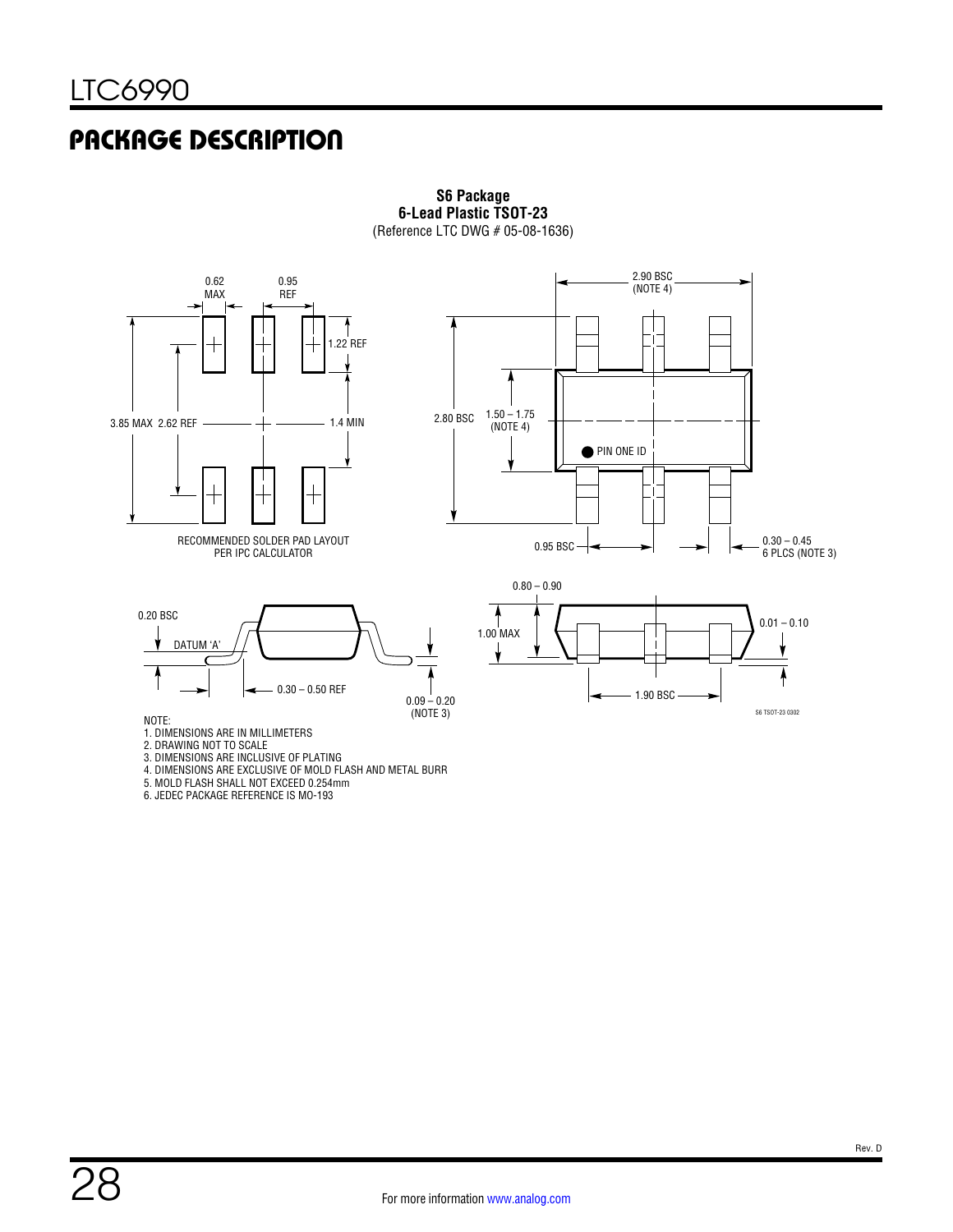# PACKAGE DESCRIPTION

**S6 Package**
**6-Lead Plastic TSOT-23**
(Reference LTC DWG # 05-08-1636)

0.62 MAX

0.95 REF

1.22 REF

3.85 MAX 2.62 REF

1.4 MIN

RECOMMENDED SOLDER PAD LAYOUT
PER IPC CALCULATOR

2.90 BSC
(NOTE 4)

2.80 BSC

1.50 – 1.75
(NOTE 4)

PIN ONE ID

0.95 BSC

0.30 – 0.45
6 PLCS (NOTE 3)

0.20 BSC

DATUM 'A'

0.30 – 0.50 REF

0.09 – 0.20
(NOTE 3)

0.80 – 0.90

1.00 MAX

0.01 – 0.10

1.90 BSC

S6 TSOT-23 0302

NOTE:
1. DIMENSIONS ARE IN MILLIMETERS
2. DRAWING NOT TO SCALE
3. DIMENSIONS ARE INCLUSIVE OF PLATING
4. DIMENSIONS ARE EXCLUSIVE OF MOLD FLASH AND METAL BURR
5. MOLD FLASH SHALL NOT EXCEED 0.254mm
6. JEDEC PACKAGE REFERENCE IS MO-193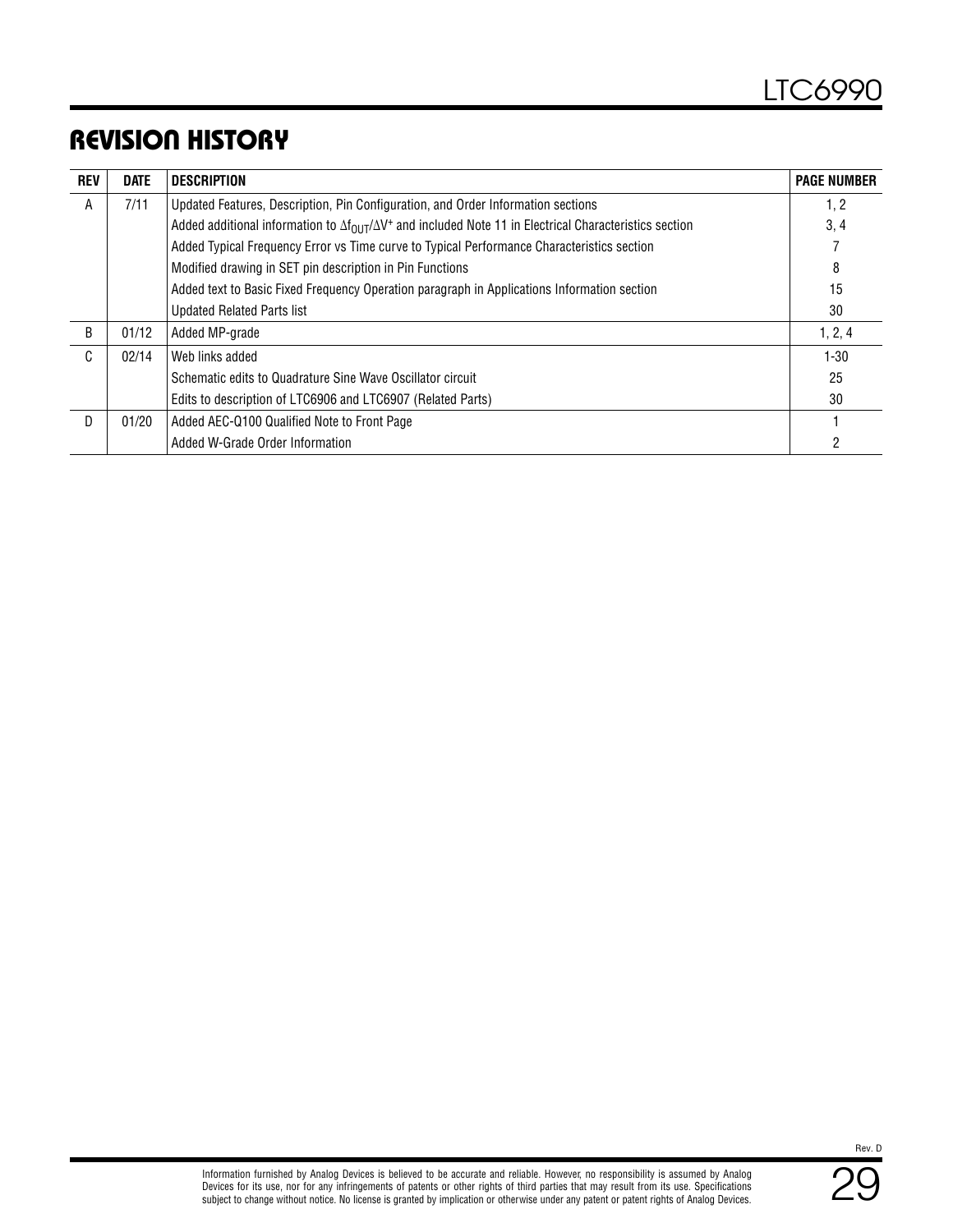## REVISION HISTORY

| REV | DATE | DESCRIPTION | PAGE NUMBER |
|---|---|---|---|
| A | 7/11 | Updated Features, Description, Pin Configuration, and Order Information sections | 1, 2 |
| | | Added additional information to $\Delta f_{OUT}/\Delta V^+$ and included Note 11 in Electrical Characteristics section | 3, 4 |
| | | Added Typical Frequency Error vs Time curve to Typical Performance Characteristics section | 7 |
| | | Modified drawing in SET pin description in Pin Functions | 8 |
| | | Added text to Basic Fixed Frequency Operation paragraph in Applications Information section | 15 |
| | | Updated Related Parts list | 30 |
| B | 01/12 | Added MP-grade | 1, 2, 4 |
| C | 02/14 | Web links added | 1-30 |
| | | Schematic edits to Quadrature Sine Wave Oscillator circuit | 25 |
| | | Edits to description of LTC6906 and LTC6907 (Related Parts) | 30 |
| D | 01/20 | Added AEC-Q100 Qualified Note to Front Page | 1 |
| | | Added W-Grade Order Information | 2 |

Information furnished by Analog Devices is believed to be accurate and reliable. However, no responsibility is assumed by Analog Devices for its use, nor for any infringements of patents or other rights of third parties that may result from its use. Specifications subject to change without notice. No license is granted by implication or otherwise under any patent or patent rights of Analog Devices.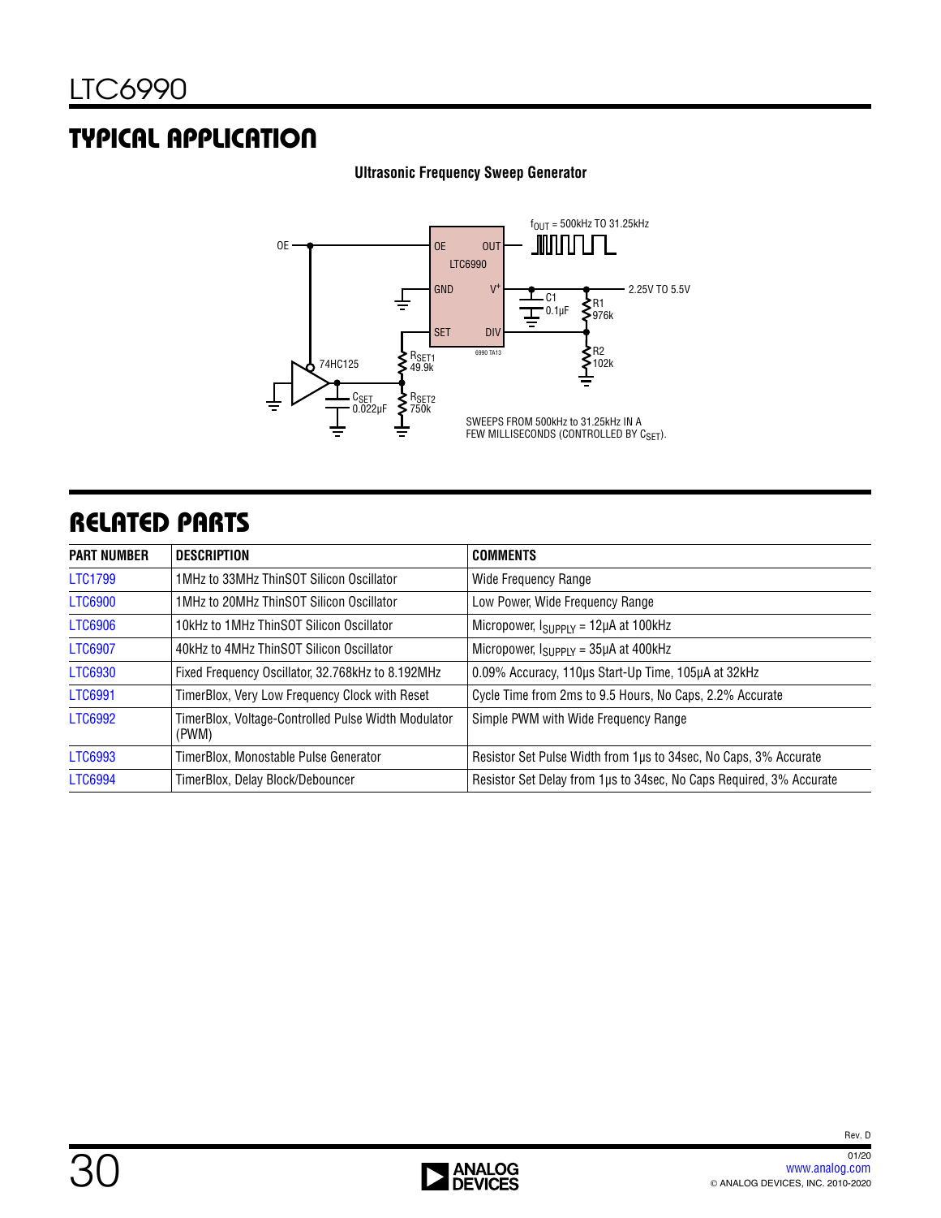## TYPICAL APPLICATION

**Ultrasonic Frequency Sweep Generator**

$f_{OUT}$ = 500kHz TO 31.25kHz

OE

OE OUT

LTC6990

GND $V^+$

SET DIV

2.25V TO 5.5V

C1 0.1µF

R1 976k

R2 102k

74HC125

$R_{SET1}$ 49.9k

$C_{SET}$ 0.022µF

$R_{SET2}$ 750k

SWEEPS FROM 500kHz to 31.25kHz IN A FEW MILLISECONDS (CONTROLLED BY $C_{SET}$).

6990 TA13

## RELATED PARTS

| PART NUMBER | DESCRIPTION | COMMENTS |
|---|---|---|
| LTC1799 | 1MHz to 33MHz ThinSOT Silicon Oscillator | Wide Frequency Range |
| LTC6900 | 1MHz to 20MHz ThinSOT Silicon Oscillator | Low Power, Wide Frequency Range |
| LTC6906 | 10kHz to 1MHz ThinSOT Silicon Oscillator | Micropower, $I_{SUPPLY}$ = 12µA at 100kHz |
| LTC6907 | 40kHz to 4MHz ThinSOT Silicon Oscillator | Micropower, $I_{SUPPLY}$ = 35µA at 400kHz |
| LTC6930 | Fixed Frequency Oscillator, 32.768kHz to 8.192MHz | 0.09% Accuracy, 110µs Start-Up Time, 105µA at 32kHz |
| LTC6991 | TimerBlox, Very Low Frequency Clock with Reset | Cycle Time from 2ms to 9.5 Hours, No Caps, 2.2% Accurate |
| LTC6992 | TimerBlox, Voltage-Controlled Pulse Width Modulator (PWM) | Simple PWM with Wide Frequency Range |
| LTC6993 | TimerBlox, Monostable Pulse Generator | Resistor Set Pulse Width from 1µs to 34sec, No Caps, 3% Accurate |
| LTC6994 | TimerBlox, Delay Block/Debouncer | Resistor Set Delay from 1µs to 34sec, No Caps Required, 3% Accurate |